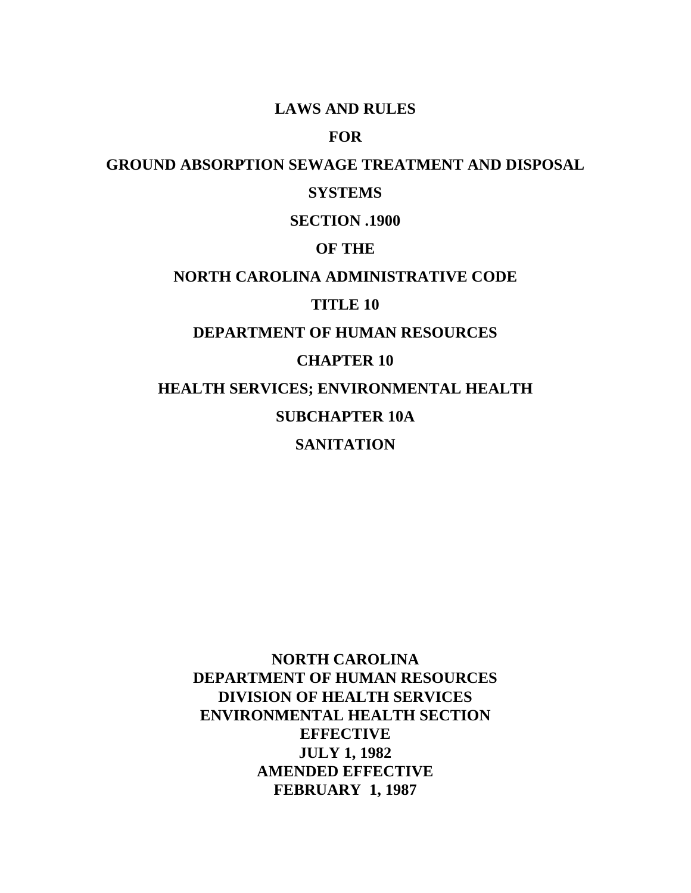# LAWS AND RULES

# FOR

# GROUND ABSORPTION SEWAGE TREATMENT AND DISPOSAL SYSTEMS

# SECTION .1900

# OF THE

# NORTH CAROLINA ADMINISTRATIVE CODE

# TITLE 10

# DEPARTMENT OF HUMAN RESOURCES

# CHAPTER 10

# HEALTH SERVICES; ENVIRONMENTAL HEALTH

# SUBCHAPTER 10A

# SANITATION

**NORTH CAROLINA**
**DEPARTMENT OF HUMAN RESOURCES**
**DIVISION OF HEALTH SERVICES**
**ENVIRONMENTAL HEALTH SECTION**
**EFFECTIVE**
**JULY 1, 1982**
**AMENDED EFFECTIVE**
**FEBRUARY 1, 1987**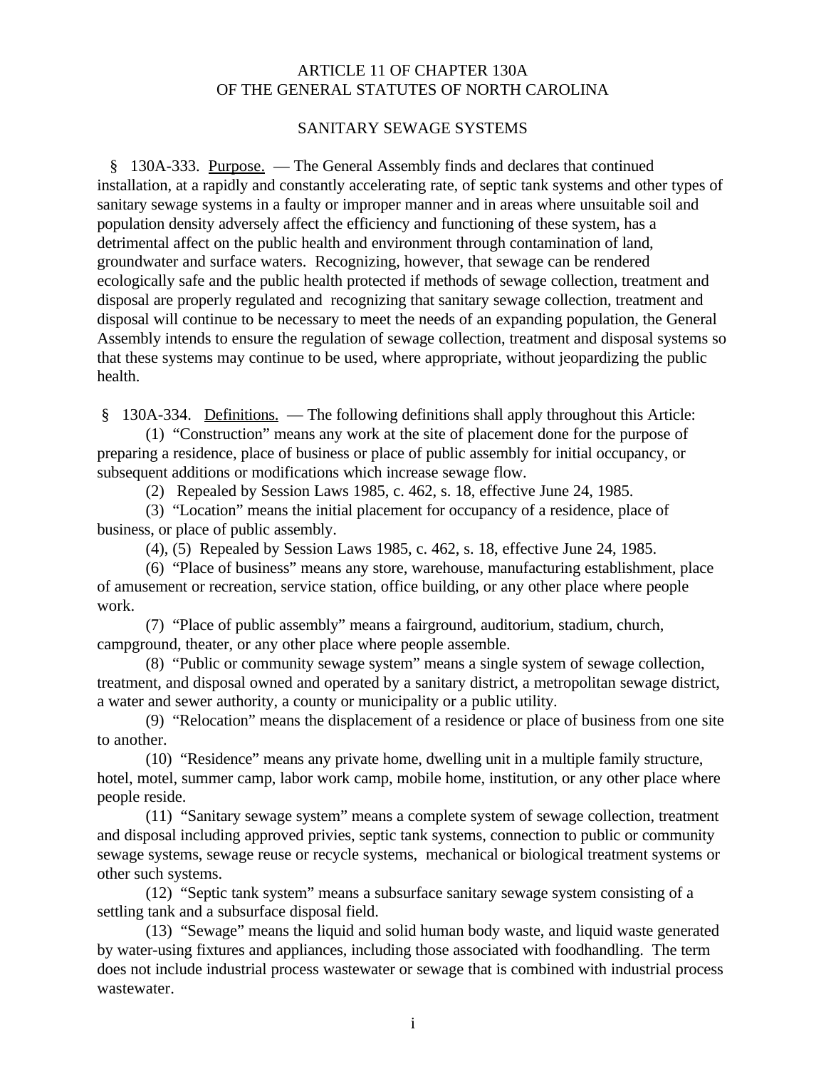# ARTICLE 11 OF CHAPTER 130A
# OF THE GENERAL STATUTES OF NORTH CAROLINA

## SANITARY SEWAGE SYSTEMS

§ 130A-333. Purpose. — The General Assembly finds and declares that continued installation, at a rapidly and constantly accelerating rate, of septic tank systems and other types of sanitary sewage systems in a faulty or improper manner and in areas where unsuitable soil and population density adversely affect the efficiency and functioning of these system, has a detrimental affect on the public health and environment through contamination of land, groundwater and surface waters. Recognizing, however, that sewage can be rendered ecologically safe and the public health protected if methods of sewage collection, treatment and disposal are properly regulated and recognizing that sanitary sewage collection, treatment and disposal will continue to be necessary to meet the needs of an expanding population, the General Assembly intends to ensure the regulation of sewage collection, treatment and disposal systems so that these systems may continue to be used, where appropriate, without jeopardizing the public health.

§ 130A-334. Definitions. — The following definitions shall apply throughout this Article:

(1) "Construction" means any work at the site of placement done for the purpose of preparing a residence, place of business or place of public assembly for initial occupancy, or subsequent additions or modifications which increase sewage flow.

(2) Repealed by Session Laws 1985, c. 462, s. 18, effective June 24, 1985.

(3) "Location" means the initial placement for occupancy of a residence, place of business, or place of public assembly.

(4), (5) Repealed by Session Laws 1985, c. 462, s. 18, effective June 24, 1985.

(6) "Place of business" means any store, warehouse, manufacturing establishment, place of amusement or recreation, service station, office building, or any other place where people work.

(7) "Place of public assembly" means a fairground, auditorium, stadium, church, campground, theater, or any other place where people assemble.

(8) "Public or community sewage system" means a single system of sewage collection, treatment, and disposal owned and operated by a sanitary district, a metropolitan sewage district, a water and sewer authority, a county or municipality or a public utility.

(9) "Relocation" means the displacement of a residence or place of business from one site to another.

(10) "Residence" means any private home, dwelling unit in a multiple family structure, hotel, motel, summer camp, labor work camp, mobile home, institution, or any other place where people reside.

(11) "Sanitary sewage system" means a complete system of sewage collection, treatment and disposal including approved privies, septic tank systems, connection to public or community sewage systems, sewage reuse or recycle systems, mechanical or biological treatment systems or other such systems.

(12) "Septic tank system" means a subsurface sanitary sewage system consisting of a settling tank and a subsurface disposal field.

(13) "Sewage" means the liquid and solid human body waste, and liquid waste generated by water-using fixtures and appliances, including those associated with foodhandling. The term does not include industrial process wastewater or sewage that is combined with industrial process wastewater.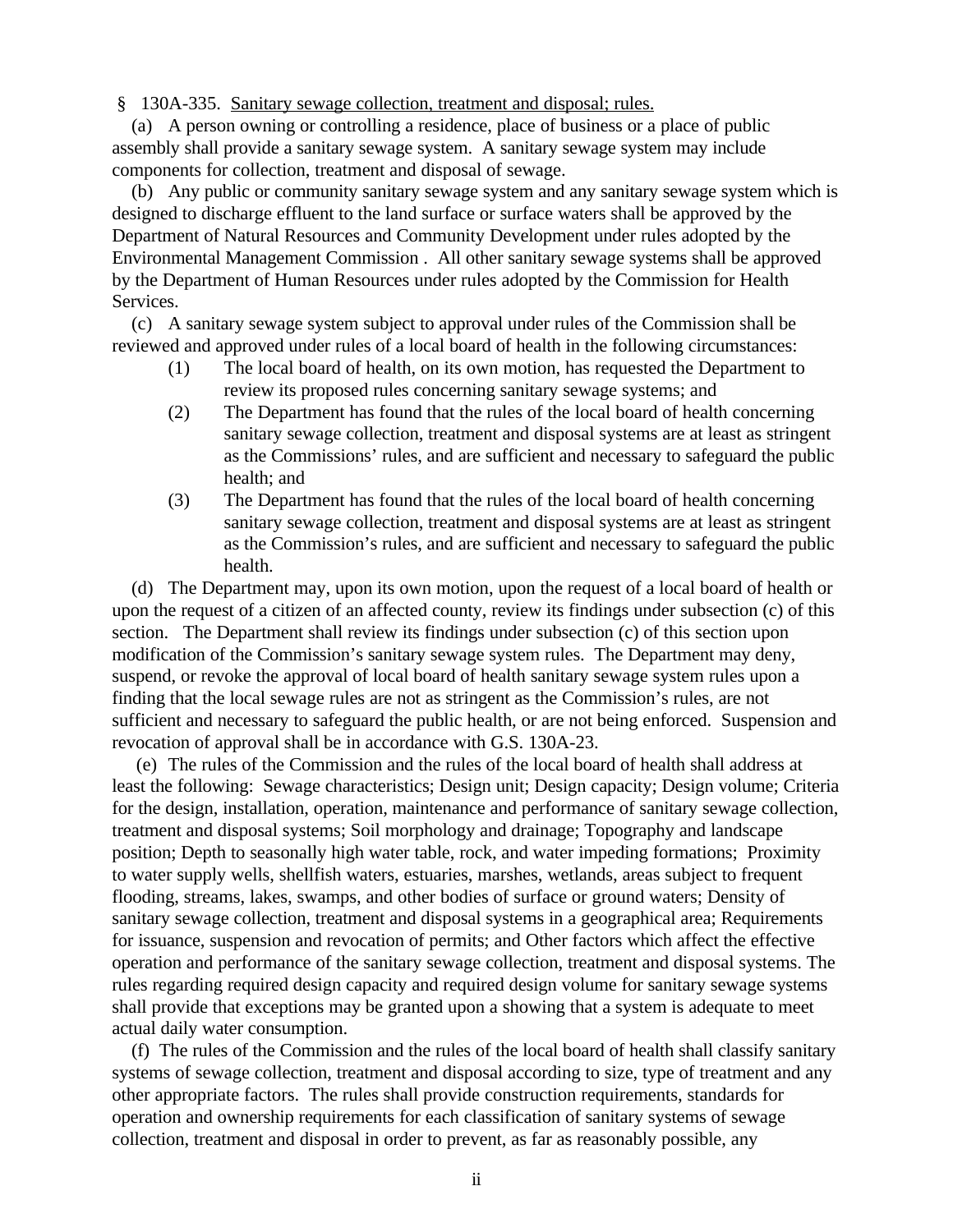§ 130A-335. <u>Sanitary sewage collection, treatment and disposal; rules.</u>

(a) A person owning or controlling a residence, place of business or a place of public assembly shall provide a sanitary sewage system. A sanitary sewage system may include components for collection, treatment and disposal of sewage.

(b) Any public or community sanitary sewage system and any sanitary sewage system which is designed to discharge effluent to the land surface or surface waters shall be approved by the Department of Natural Resources and Community Development under rules adopted by the Environmental Management Commission . All other sanitary sewage systems shall be approved by the Department of Human Resources under rules adopted by the Commission for Health Services.

(c) A sanitary sewage system subject to approval under rules of the Commission shall be reviewed and approved under rules of a local board of health in the following circumstances:

(1) The local board of health, on its own motion, has requested the Department to review its proposed rules concerning sanitary sewage systems; and

(2) The Department has found that the rules of the local board of health concerning sanitary sewage collection, treatment and disposal systems are at least as stringent as the Commissions' rules, and are sufficient and necessary to safeguard the public health; and

(3) The Department has found that the rules of the local board of health concerning sanitary sewage collection, treatment and disposal systems are at least as stringent as the Commission's rules, and are sufficient and necessary to safeguard the public health.

(d) The Department may, upon its own motion, upon the request of a local board of health or upon the request of a citizen of an affected county, review its findings under subsection (c) of this section. The Department shall review its findings under subsection (c) of this section upon modification of the Commission's sanitary sewage system rules. The Department may deny, suspend, or revoke the approval of local board of health sanitary sewage system rules upon a finding that the local sewage rules are not as stringent as the Commission's rules, are not sufficient and necessary to safeguard the public health, or are not being enforced. Suspension and revocation of approval shall be in accordance with G.S. 130A-23.

(e) The rules of the Commission and the rules of the local board of health shall address at least the following: Sewage characteristics; Design unit; Design capacity; Design volume; Criteria for the design, installation, operation, maintenance and performance of sanitary sewage collection, treatment and disposal systems; Soil morphology and drainage; Topography and landscape position; Depth to seasonally high water table, rock, and water impeding formations; Proximity to water supply wells, shellfish waters, estuaries, marshes, wetlands, areas subject to frequent flooding, streams, lakes, swamps, and other bodies of surface or ground waters; Density of sanitary sewage collection, treatment and disposal systems in a geographical area; Requirements for issuance, suspension and revocation of permits; and Other factors which affect the effective operation and performance of the sanitary sewage collection, treatment and disposal systems. The rules regarding required design capacity and required design volume for sanitary sewage systems shall provide that exceptions may be granted upon a showing that a system is adequate to meet actual daily water consumption.

(f) The rules of the Commission and the rules of the local board of health shall classify sanitary systems of sewage collection, treatment and disposal according to size, type of treatment and any other appropriate factors. The rules shall provide construction requirements, standards for operation and ownership requirements for each classification of sanitary systems of sewage collection, treatment and disposal in order to prevent, as far as reasonably possible, any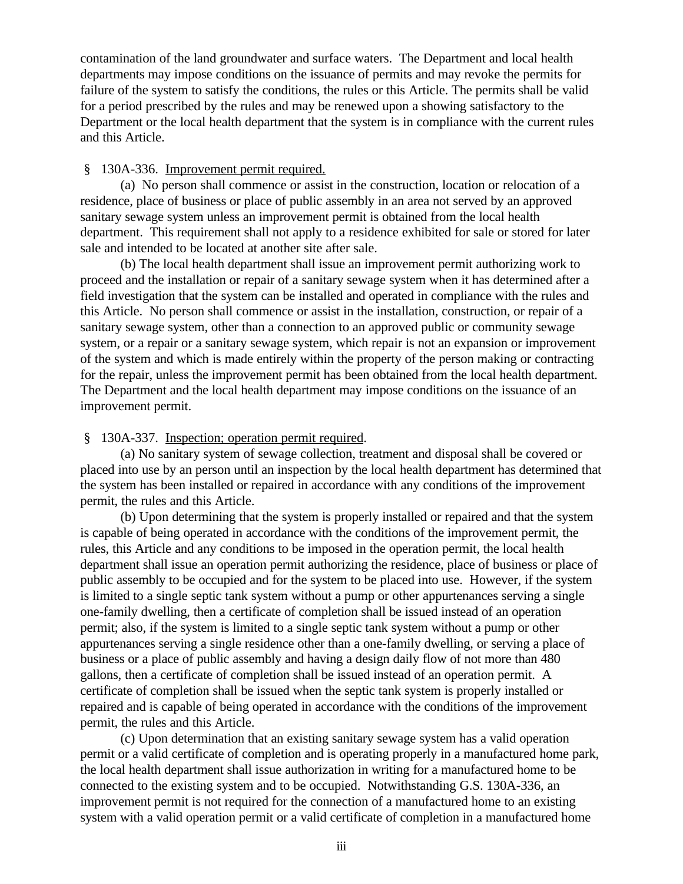contamination of the land groundwater and surface waters. The Department and local health departments may impose conditions on the issuance of permits and may revoke the permits for failure of the system to satisfy the conditions, the rules or this Article. The permits shall be valid for a period prescribed by the rules and may be renewed upon a showing satisfactory to the Department or the local health department that the system is in compliance with the current rules and this Article.

§ 130A-336. Improvement permit required.

(a) No person shall commence or assist in the construction, location or relocation of a residence, place of business or place of public assembly in an area not served by an approved sanitary sewage system unless an improvement permit is obtained from the local health department. This requirement shall not apply to a residence exhibited for sale or stored for later sale and intended to be located at another site after sale.

(b) The local health department shall issue an improvement permit authorizing work to proceed and the installation or repair of a sanitary sewage system when it has determined after a field investigation that the system can be installed and operated in compliance with the rules and this Article. No person shall commence or assist in the installation, construction, or repair of a sanitary sewage system, other than a connection to an approved public or community sewage system, or a repair or a sanitary sewage system, which repair is not an expansion or improvement of the system and which is made entirely within the property of the person making or contracting for the repair, unless the improvement permit has been obtained from the local health department. The Department and the local health department may impose conditions on the issuance of an improvement permit.

§ 130A-337. Inspection; operation permit required.

(a) No sanitary system of sewage collection, treatment and disposal shall be covered or placed into use by an person until an inspection by the local health department has determined that the system has been installed or repaired in accordance with any conditions of the improvement permit, the rules and this Article.

(b) Upon determining that the system is properly installed or repaired and that the system is capable of being operated in accordance with the conditions of the improvement permit, the rules, this Article and any conditions to be imposed in the operation permit, the local health department shall issue an operation permit authorizing the residence, place of business or place of public assembly to be occupied and for the system to be placed into use. However, if the system is limited to a single septic tank system without a pump or other appurtenances serving a single one-family dwelling, then a certificate of completion shall be issued instead of an operation permit; also, if the system is limited to a single septic tank system without a pump or other appurtenances serving a single residence other than a one-family dwelling, or serving a place of business or a place of public assembly and having a design daily flow of not more than 480 gallons, then a certificate of completion shall be issued instead of an operation permit. A certificate of completion shall be issued when the septic tank system is properly installed or repaired and is capable of being operated in accordance with the conditions of the improvement permit, the rules and this Article.

(c) Upon determination that an existing sanitary sewage system has a valid operation permit or a valid certificate of completion and is operating properly in a manufactured home park, the local health department shall issue authorization in writing for a manufactured home to be connected to the existing system and to be occupied. Notwithstanding G.S. 130A-336, an improvement permit is not required for the connection of a manufactured home to an existing system with a valid operation permit or a valid certificate of completion in a manufactured home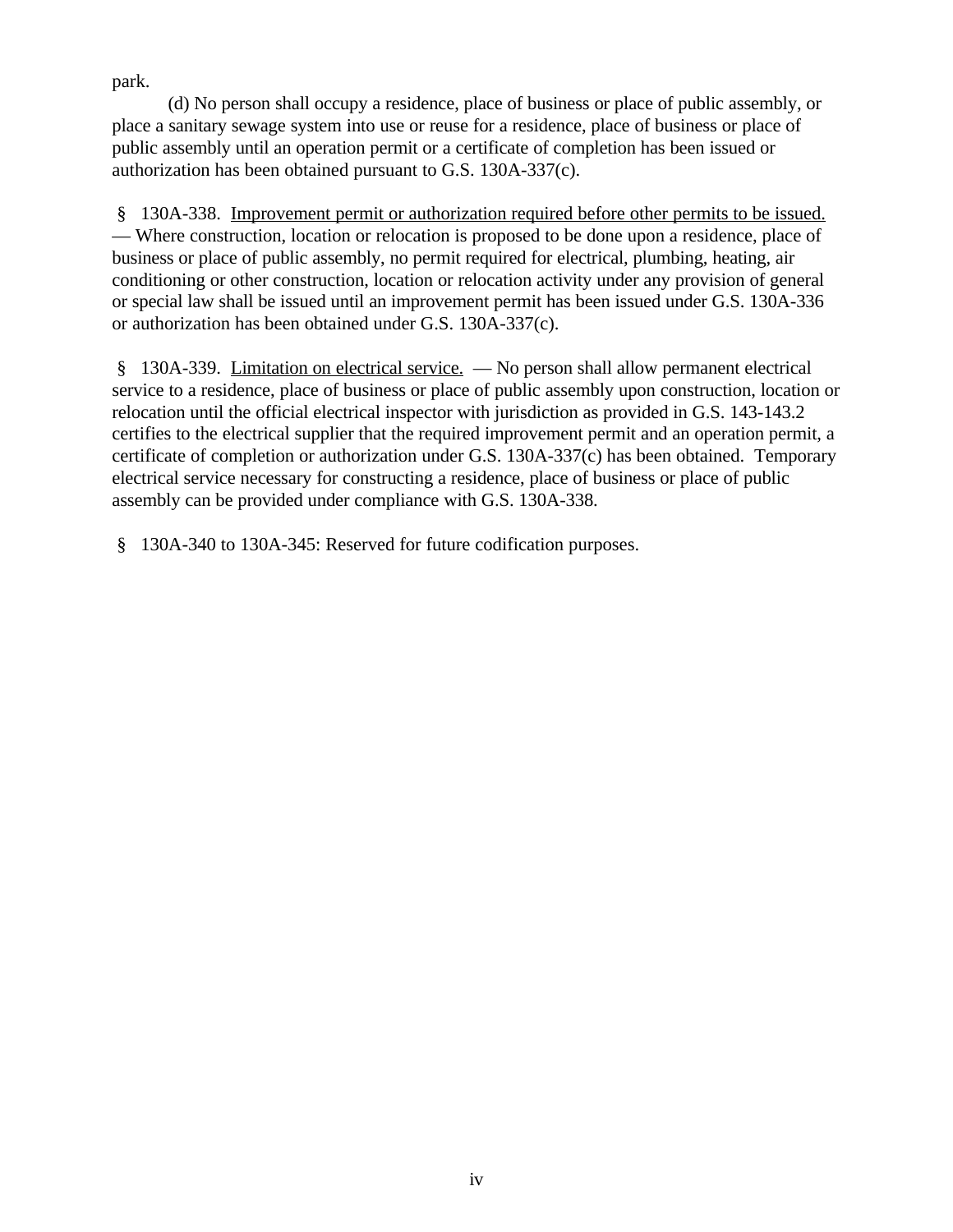park.

(d) No person shall occupy a residence, place of business or place of public assembly, or place a sanitary sewage system into use or reuse for a residence, place of business or place of public assembly until an operation permit or a certificate of completion has been issued or authorization has been obtained pursuant to G.S. 130A-337(c).

§ 130A-338. Improvement permit or authorization required before other permits to be issued. — Where construction, location or relocation is proposed to be done upon a residence, place of business or place of public assembly, no permit required for electrical, plumbing, heating, air conditioning or other construction, location or relocation activity under any provision of general or special law shall be issued until an improvement permit has been issued under G.S. 130A-336 or authorization has been obtained under G.S. 130A-337(c).

§ 130A-339. Limitation on electrical service. — No person shall allow permanent electrical service to a residence, place of business or place of public assembly upon construction, location or relocation until the official electrical inspector with jurisdiction as provided in G.S. 143-143.2 certifies to the electrical supplier that the required improvement permit and an operation permit, a certificate of completion or authorization under G.S. 130A-337(c) has been obtained. Temporary electrical service necessary for constructing a residence, place of business or place of public assembly can be provided under compliance with G.S. 130A-338.

§ 130A-340 to 130A-345: Reserved for future codification purposes.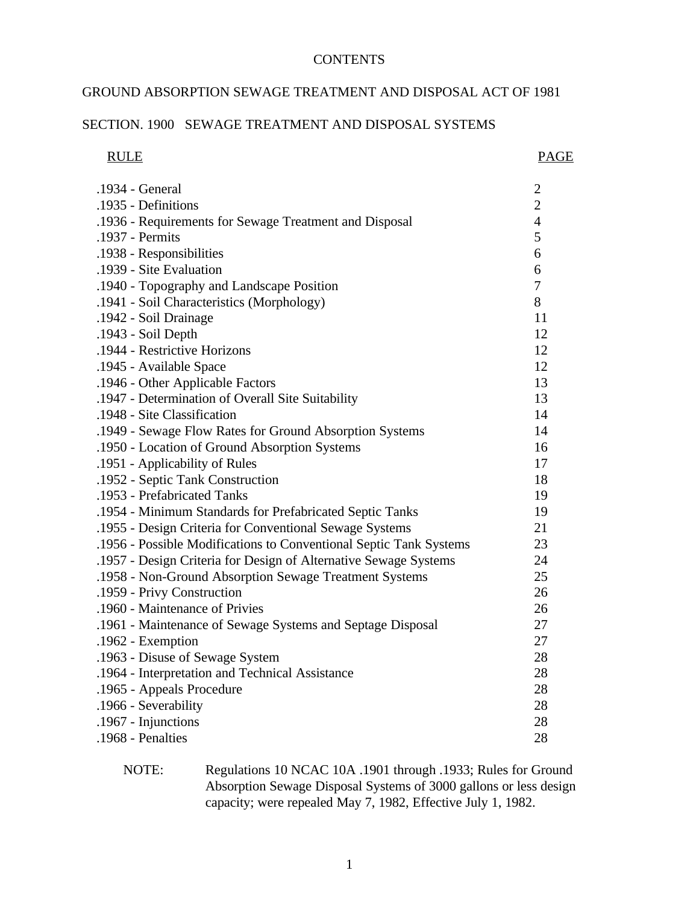# CONTENTS

## GROUND ABSORPTION SEWAGE TREATMENT AND DISPOSAL ACT OF 1981

## SECTION. 1900 SEWAGE TREATMENT AND DISPOSAL SYSTEMS

| RULE | PAGE |
|---|---|
| .1934 - General | 2 |
| .1935 - Definitions | 2 |
| .1936 - Requirements for Sewage Treatment and Disposal | 4 |
| .1937 - Permits | 5 |
| .1938 - Responsibilities | 6 |
| .1939 - Site Evaluation | 6 |
| .1940 - Topography and Landscape Position | 7 |
| .1941 - Soil Characteristics (Morphology) | 8 |
| .1942 - Soil Drainage | 11 |
| .1943 - Soil Depth | 12 |
| .1944 - Restrictive Horizons | 12 |
| .1945 - Available Space | 12 |
| .1946 - Other Applicable Factors | 13 |
| .1947 - Determination of Overall Site Suitability | 13 |
| .1948 - Site Classification | 14 |
| .1949 - Sewage Flow Rates for Ground Absorption Systems | 14 |
| .1950 - Location of Ground Absorption Systems | 16 |
| .1951 - Applicability of Rules | 17 |
| .1952 - Septic Tank Construction | 18 |
| .1953 - Prefabricated Tanks | 19 |
| .1954 - Minimum Standards for Prefabricated Septic Tanks | 19 |
| .1955 - Design Criteria for Conventional Sewage Systems | 21 |
| .1956 - Possible Modifications to Conventional Septic Tank Systems | 23 |
| .1957 - Design Criteria for Design of Alternative Sewage Systems | 24 |
| .1958 - Non-Ground Absorption Sewage Treatment Systems | 25 |
| .1959 - Privy Construction | 26 |
| .1960 - Maintenance of Privies | 26 |
| .1961 - Maintenance of Sewage Systems and Septage Disposal | 27 |
| .1962 - Exemption | 27 |
| .1963 - Disuse of Sewage System | 28 |
| .1964 - Interpretation and Technical Assistance | 28 |
| .1965 - Appeals Procedure | 28 |
| .1966 - Severability | 28 |
| .1967 - Injunctions | 28 |
| .1968 - Penalties | 28 |

NOTE: Regulations 10 NCAC 10A .1901 through .1933; Rules for Ground Absorption Sewage Disposal Systems of 3000 gallons or less design capacity; were repealed May 7, 1982, Effective July 1, 1982.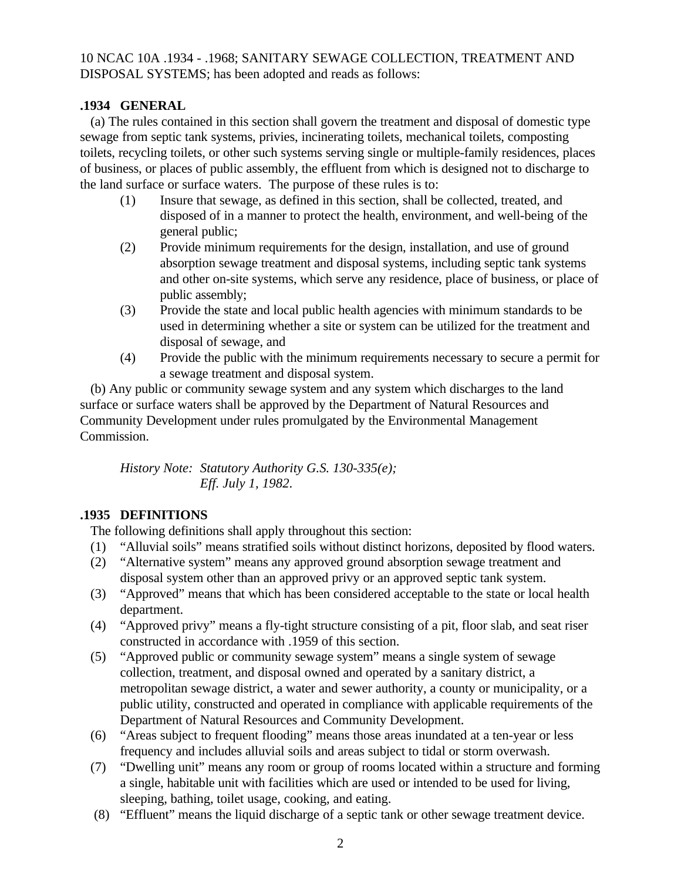10 NCAC 10A .1934 - .1968; SANITARY SEWAGE COLLECTION, TREATMENT AND DISPOSAL SYSTEMS; has been adopted and reads as follows:

**.1934 GENERAL**

(a) The rules contained in this section shall govern the treatment and disposal of domestic type sewage from septic tank systems, privies, incinerating toilets, mechanical toilets, composting toilets, recycling toilets, or other such systems serving single or multiple-family residences, places of business, or places of public assembly, the effluent from which is designed not to discharge to the land surface or surface waters. The purpose of these rules is to:

(1) Insure that sewage, as defined in this section, shall be collected, treated, and disposed of in a manner to protect the health, environment, and well-being of the general public;

(2) Provide minimum requirements for the design, installation, and use of ground absorption sewage treatment and disposal systems, including septic tank systems and other on-site systems, which serve any residence, place of business, or place of public assembly;

(3) Provide the state and local public health agencies with minimum standards to be used in determining whether a site or system can be utilized for the treatment and disposal of sewage, and

(4) Provide the public with the minimum requirements necessary to secure a permit for a sewage treatment and disposal system.

(b) Any public or community sewage system and any system which discharges to the land surface or surface waters shall be approved by the Department of Natural Resources and Community Development under rules promulgated by the Environmental Management Commission.

*History Note: Statutory Authority G.S. 130-335(e);*
*Eff. July 1, 1982.*

**.1935 DEFINITIONS**

The following definitions shall apply throughout this section:

(1) "Alluvial soils" means stratified soils without distinct horizons, deposited by flood waters.

(2) "Alternative system" means any approved ground absorption sewage treatment and disposal system other than an approved privy or an approved septic tank system.

(3) "Approved" means that which has been considered acceptable to the state or local health department.

(4) "Approved privy" means a fly-tight structure consisting of a pit, floor slab, and seat riser constructed in accordance with .1959 of this section.

(5) "Approved public or community sewage system" means a single system of sewage collection, treatment, and disposal owned and operated by a sanitary district, a metropolitan sewage district, a water and sewer authority, a county or municipality, or a public utility, constructed and operated in compliance with applicable requirements of the Department of Natural Resources and Community Development.

(6) "Areas subject to frequent flooding" means those areas inundated at a ten-year or less frequency and includes alluvial soils and areas subject to tidal or storm overwash.

(7) "Dwelling unit" means any room or group of rooms located within a structure and forming a single, habitable unit with facilities which are used or intended to be used for living, sleeping, bathing, toilet usage, cooking, and eating.

(8) "Effluent" means the liquid discharge of a septic tank or other sewage treatment device.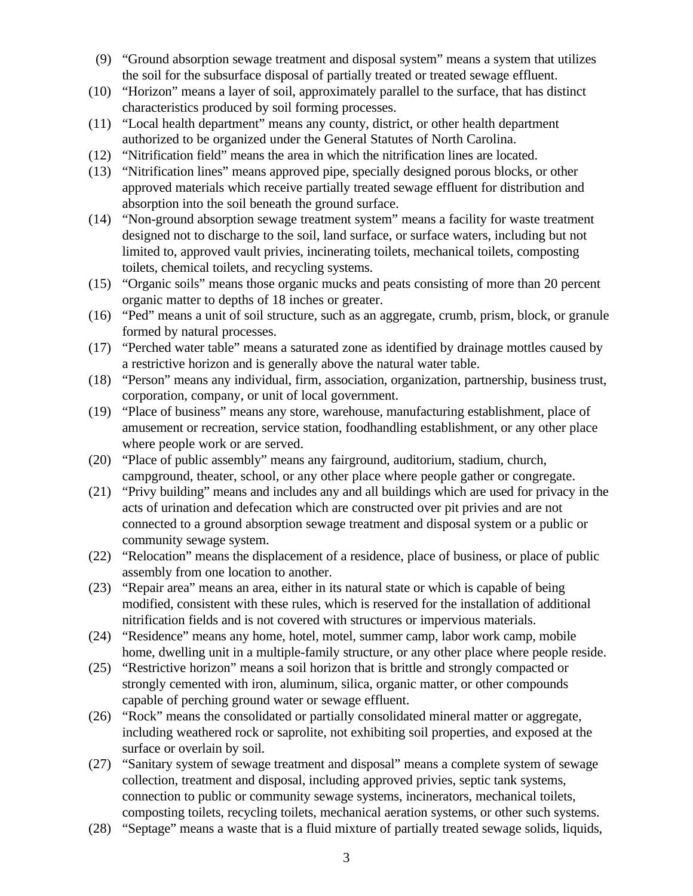(9) "Ground absorption sewage treatment and disposal system" means a system that utilizes the soil for the subsurface disposal of partially treated or treated sewage effluent.

(10) "Horizon" means a layer of soil, approximately parallel to the surface, that has distinct characteristics produced by soil forming processes.

(11) "Local health department" means any county, district, or other health department authorized to be organized under the General Statutes of North Carolina.

(12) "Nitrification field" means the area in which the nitrification lines are located.

(13) "Nitrification lines" means approved pipe, specially designed porous blocks, or other approved materials which receive partially treated sewage effluent for distribution and absorption into the soil beneath the ground surface.

(14) "Non-ground absorption sewage treatment system" means a facility for waste treatment designed not to discharge to the soil, land surface, or surface waters, including but not limited to, approved vault privies, incinerating toilets, mechanical toilets, composting toilets, chemical toilets, and recycling systems.

(15) "Organic soils" means those organic mucks and peats consisting of more than 20 percent organic matter to depths of 18 inches or greater.

(16) "Ped" means a unit of soil structure, such as an aggregate, crumb, prism, block, or granule formed by natural processes.

(17) "Perched water table" means a saturated zone as identified by drainage mottles caused by a restrictive horizon and is generally above the natural water table.

(18) "Person" means any individual, firm, association, organization, partnership, business trust, corporation, company, or unit of local government.

(19) "Place of business" means any store, warehouse, manufacturing establishment, place of amusement or recreation, service station, foodhandling establishment, or any other place where people work or are served.

(20) "Place of public assembly" means any fairground, auditorium, stadium, church, campground, theater, school, or any other place where people gather or congregate.

(21) "Privy building" means and includes any and all buildings which are used for privacy in the acts of urination and defecation which are constructed over pit privies and are not connected to a ground absorption sewage treatment and disposal system or a public or community sewage system.

(22) "Relocation" means the displacement of a residence, place of business, or place of public assembly from one location to another.

(23) "Repair area" means an area, either in its natural state or which is capable of being modified, consistent with these rules, which is reserved for the installation of additional nitrification fields and is not covered with structures or impervious materials.

(24) "Residence" means any home, hotel, motel, summer camp, labor work camp, mobile home, dwelling unit in a multiple-family structure, or any other place where people reside.

(25) "Restrictive horizon" means a soil horizon that is brittle and strongly compacted or strongly cemented with iron, aluminum, silica, organic matter, or other compounds capable of perching ground water or sewage effluent.

(26) "Rock" means the consolidated or partially consolidated mineral matter or aggregate, including weathered rock or saprolite, not exhibiting soil properties, and exposed at the surface or overlain by soil.

(27) "Sanitary system of sewage treatment and disposal" means a complete system of sewage collection, treatment and disposal, including approved privies, septic tank systems, connection to public or community sewage systems, incinerators, mechanical toilets, composting toilets, recycling toilets, mechanical aeration systems, or other such systems.

(28) "Septage" means a waste that is a fluid mixture of partially treated sewage solids, liquids,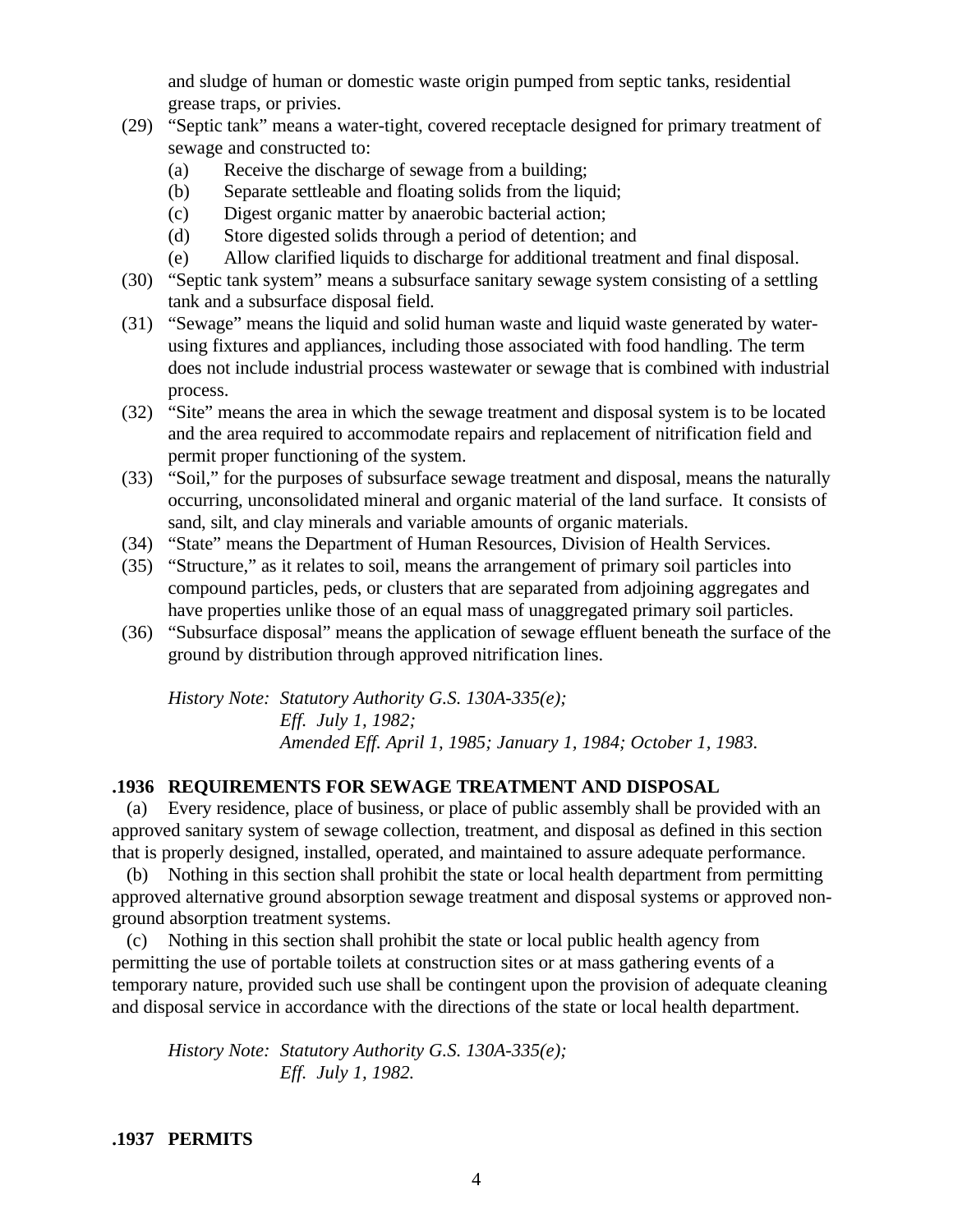and sludge of human or domestic waste origin pumped from septic tanks, residential grease traps, or privies.

(29) "Septic tank" means a water-tight, covered receptacle designed for primary treatment of sewage and constructed to:
- (a) Receive the discharge of sewage from a building;
- (b) Separate settleable and floating solids from the liquid;
- (c) Digest organic matter by anaerobic bacterial action;
- (d) Store digested solids through a period of detention; and
- (e) Allow clarified liquids to discharge for additional treatment and final disposal.

(30) "Septic tank system" means a subsurface sanitary sewage system consisting of a settling tank and a subsurface disposal field.

(31) "Sewage" means the liquid and solid human waste and liquid waste generated by water-using fixtures and appliances, including those associated with food handling. The term does not include industrial process wastewater or sewage that is combined with industrial process.

(32) "Site" means the area in which the sewage treatment and disposal system is to be located and the area required to accommodate repairs and replacement of nitrification field and permit proper functioning of the system.

(33) "Soil," for the purposes of subsurface sewage treatment and disposal, means the naturally occurring, unconsolidated mineral and organic material of the land surface. It consists of sand, silt, and clay minerals and variable amounts of organic materials.

(34) "State" means the Department of Human Resources, Division of Health Services.

(35) "Structure," as it relates to soil, means the arrangement of primary soil particles into compound particles, peds, or clusters that are separated from adjoining aggregates and have properties unlike those of an equal mass of unaggregated primary soil particles.

(36) "Subsurface disposal" means the application of sewage effluent beneath the surface of the ground by distribution through approved nitrification lines.

*History Note: Statutory Authority G.S. 130A-335(e);*
*Eff. July 1, 1982;*
*Amended Eff. April 1, 1985; January 1, 1984; October 1, 1983.*

### .1936 REQUIREMENTS FOR SEWAGE TREATMENT AND DISPOSAL

(a) Every residence, place of business, or place of public assembly shall be provided with an approved sanitary system of sewage collection, treatment, and disposal as defined in this section that is properly designed, installed, operated, and maintained to assure adequate performance.

(b) Nothing in this section shall prohibit the state or local health department from permitting approved alternative ground absorption sewage treatment and disposal systems or approved non-ground absorption treatment systems.

(c) Nothing in this section shall prohibit the state or local public health agency from permitting the use of portable toilets at construction sites or at mass gathering events of a temporary nature, provided such use shall be contingent upon the provision of adequate cleaning and disposal service in accordance with the directions of the state or local health department.

*History Note: Statutory Authority G.S. 130A-335(e);*
*Eff. July 1, 1982.*

### .1937 PERMITS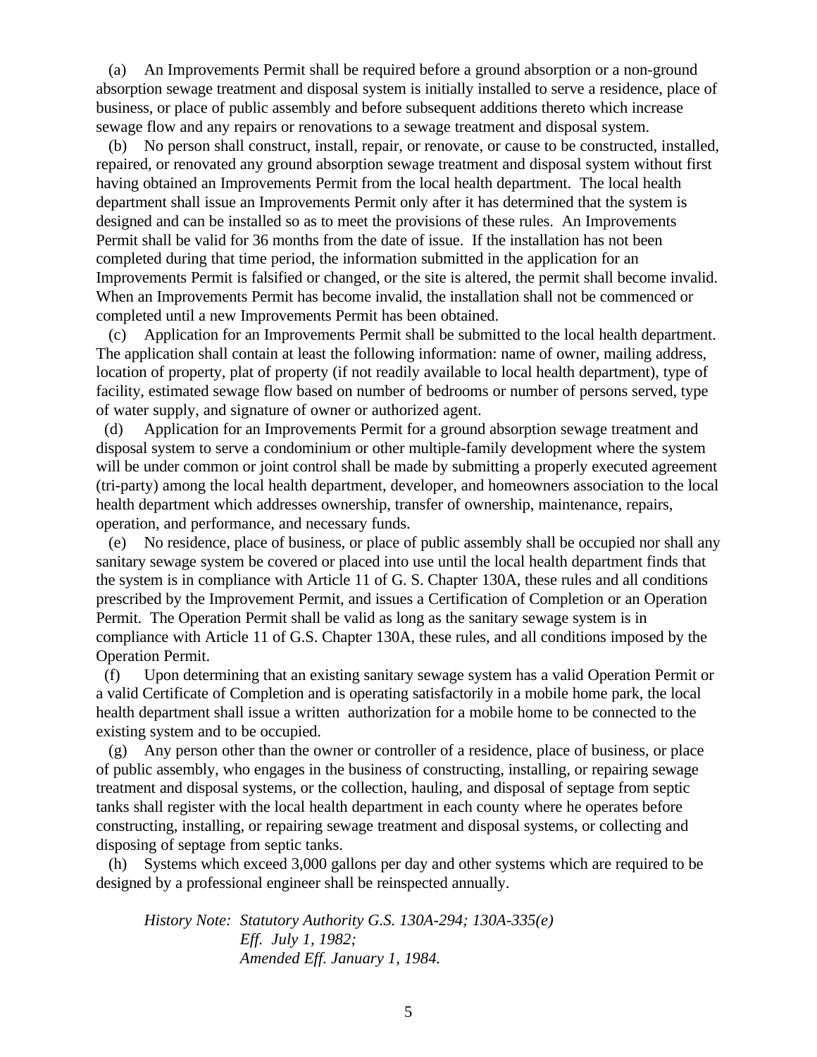(a) An Improvements Permit shall be required before a ground absorption or a non-ground absorption sewage treatment and disposal system is initially installed to serve a residence, place of business, or place of public assembly and before subsequent additions thereto which increase sewage flow and any repairs or renovations to a sewage treatment and disposal system.

(b) No person shall construct, install, repair, or renovate, or cause to be constructed, installed, repaired, or renovated any ground absorption sewage treatment and disposal system without first having obtained an Improvements Permit from the local health department. The local health department shall issue an Improvements Permit only after it has determined that the system is designed and can be installed so as to meet the provisions of these rules. An Improvements Permit shall be valid for 36 months from the date of issue. If the installation has not been completed during that time period, the information submitted in the application for an Improvements Permit is falsified or changed, or the site is altered, the permit shall become invalid. When an Improvements Permit has become invalid, the installation shall not be commenced or completed until a new Improvements Permit has been obtained.

(c) Application for an Improvements Permit shall be submitted to the local health department. The application shall contain at least the following information: name of owner, mailing address, location of property, plat of property (if not readily available to local health department), type of facility, estimated sewage flow based on number of bedrooms or number of persons served, type of water supply, and signature of owner or authorized agent.

(d) Application for an Improvements Permit for a ground absorption sewage treatment and disposal system to serve a condominium or other multiple-family development where the system will be under common or joint control shall be made by submitting a properly executed agreement (tri-party) among the local health department, developer, and homeowners association to the local health department which addresses ownership, transfer of ownership, maintenance, repairs, operation, and performance, and necessary funds.

(e) No residence, place of business, or place of public assembly shall be occupied nor shall any sanitary sewage system be covered or placed into use until the local health department finds that the system is in compliance with Article 11 of G. S. Chapter 130A, these rules and all conditions prescribed by the Improvement Permit, and issues a Certification of Completion or an Operation Permit. The Operation Permit shall be valid as long as the sanitary sewage system is in compliance with Article 11 of G.S. Chapter 130A, these rules, and all conditions imposed by the Operation Permit.

(f) Upon determining that an existing sanitary sewage system has a valid Operation Permit or a valid Certificate of Completion and is operating satisfactorily in a mobile home park, the local health department shall issue a written authorization for a mobile home to be connected to the existing system and to be occupied.

(g) Any person other than the owner or controller of a residence, place of business, or place of public assembly, who engages in the business of constructing, installing, or repairing sewage treatment and disposal systems, or the collection, hauling, and disposal of septage from septic tanks shall register with the local health department in each county where he operates before constructing, installing, or repairing sewage treatment and disposal systems, or collecting and disposing of septage from septic tanks.

(h) Systems which exceed 3,000 gallons per day and other systems which are required to be designed by a professional engineer shall be reinspected annually.

*History Note: Statutory Authority G.S. 130A-294; 130A-335(e)*
*Eff. July 1, 1982;*
*Amended Eff. January 1, 1984.*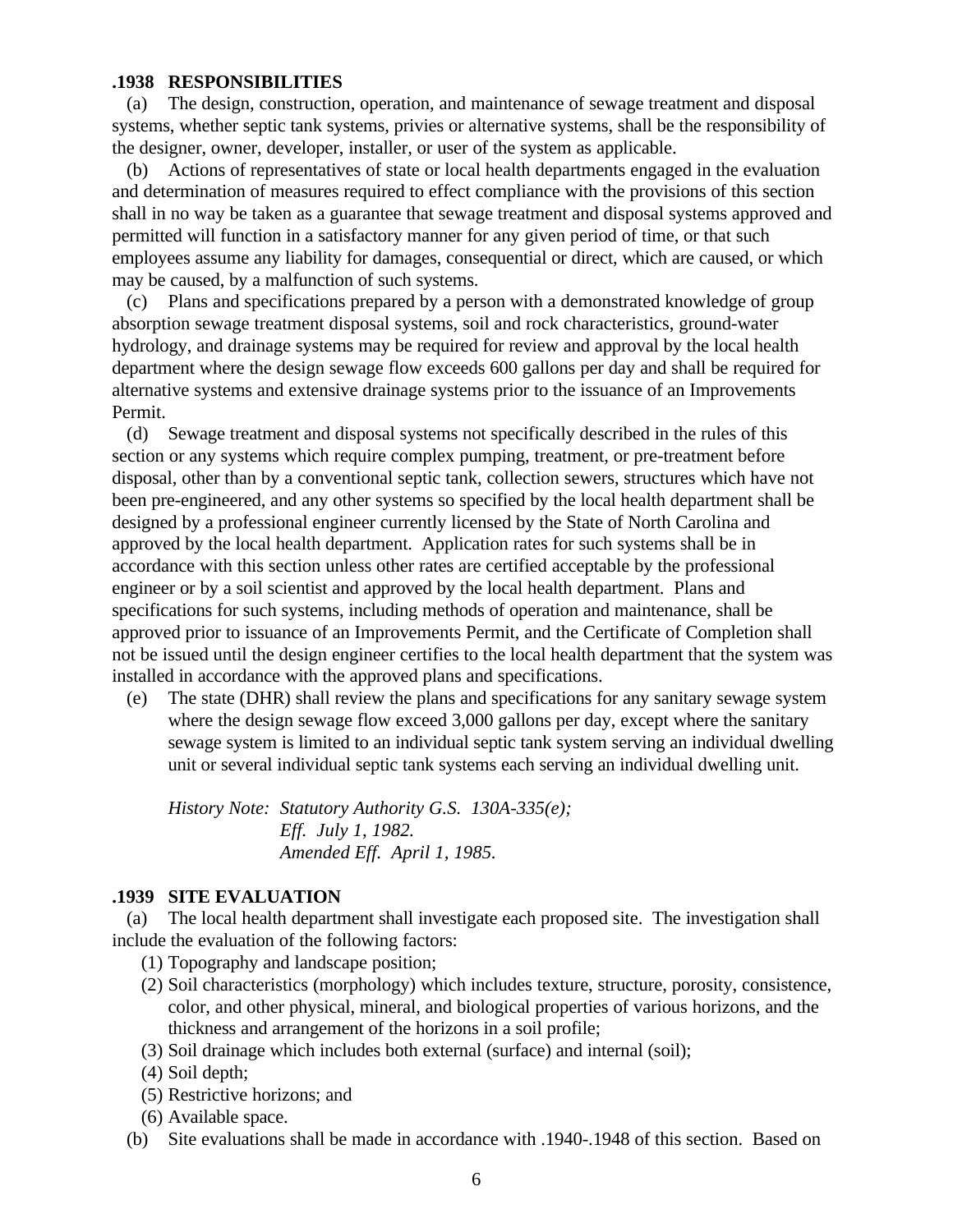**.1938 RESPONSIBILITIES**

(a) The design, construction, operation, and maintenance of sewage treatment and disposal systems, whether septic tank systems, privies or alternative systems, shall be the responsibility of the designer, owner, developer, installer, or user of the system as applicable.

(b) Actions of representatives of state or local health departments engaged in the evaluation and determination of measures required to effect compliance with the provisions of this section shall in no way be taken as a guarantee that sewage treatment and disposal systems approved and permitted will function in a satisfactory manner for any given period of time, or that such employees assume any liability for damages, consequential or direct, which are caused, or which may be caused, by a malfunction of such systems.

(c) Plans and specifications prepared by a person with a demonstrated knowledge of group absorption sewage treatment disposal systems, soil and rock characteristics, ground-water hydrology, and drainage systems may be required for review and approval by the local health department where the design sewage flow exceeds 600 gallons per day and shall be required for alternative systems and extensive drainage systems prior to the issuance of an Improvements Permit.

(d) Sewage treatment and disposal systems not specifically described in the rules of this section or any systems which require complex pumping, treatment, or pre-treatment before disposal, other than by a conventional septic tank, collection sewers, structures which have not been pre-engineered, and any other systems so specified by the local health department shall be designed by a professional engineer currently licensed by the State of North Carolina and approved by the local health department. Application rates for such systems shall be in accordance with this section unless other rates are certified acceptable by the professional engineer or by a soil scientist and approved by the local health department. Plans and specifications for such systems, including methods of operation and maintenance, shall be approved prior to issuance of an Improvements Permit, and the Certificate of Completion shall not be issued until the design engineer certifies to the local health department that the system was installed in accordance with the approved plans and specifications.

(e) The state (DHR) shall review the plans and specifications for any sanitary sewage system where the design sewage flow exceed 3,000 gallons per day, except where the sanitary sewage system is limited to an individual septic tank system serving an individual dwelling unit or several individual septic tank systems each serving an individual dwelling unit.

*History Note: Statutory Authority G.S. 130A-335(e);*
*Eff. July 1, 1982.*
*Amended Eff. April 1, 1985.*

**.1939 SITE EVALUATION**

(a) The local health department shall investigate each proposed site. The investigation shall include the evaluation of the following factors:

(1) Topography and landscape position;
(2) Soil characteristics (morphology) which includes texture, structure, porosity, consistence, color, and other physical, mineral, and biological properties of various horizons, and the thickness and arrangement of the horizons in a soil profile;
(3) Soil drainage which includes both external (surface) and internal (soil);
(4) Soil depth;
(5) Restrictive horizons; and
(6) Available space.

(b) Site evaluations shall be made in accordance with .1940-.1948 of this section. Based on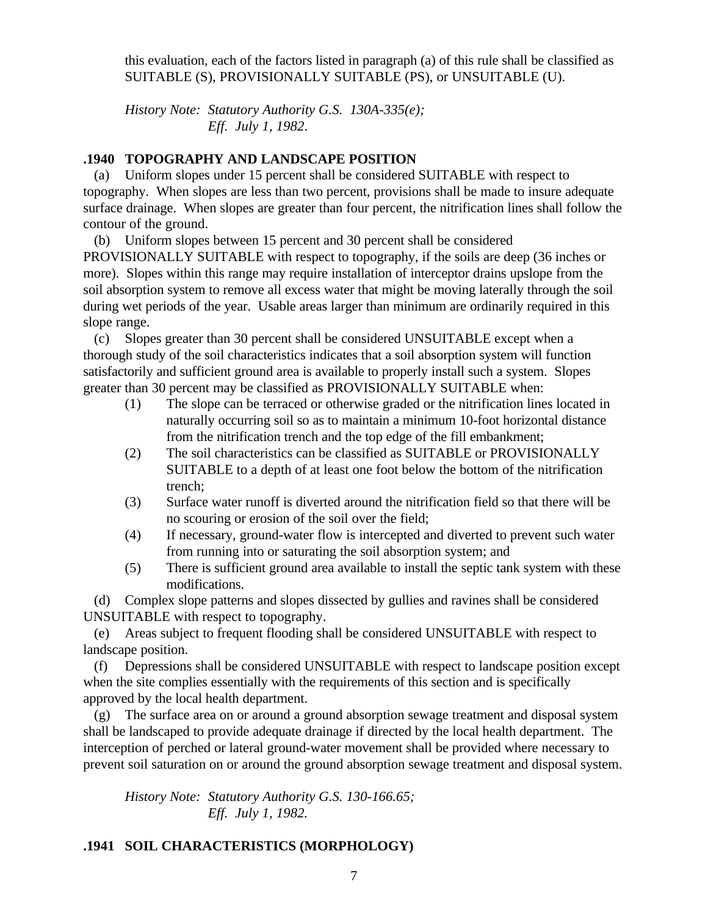this evaluation, each of the factors listed in paragraph (a) of this rule shall be classified as SUITABLE (S), PROVISIONALLY SUITABLE (PS), or UNSUITABLE (U).

*History Note: Statutory Authority G.S. 130A-335(e);*
*Eff. July 1, 1982.*

### .1940 TOPOGRAPHY AND LANDSCAPE POSITION

(a) Uniform slopes under 15 percent shall be considered SUITABLE with respect to topography. When slopes are less than two percent, provisions shall be made to insure adequate surface drainage. When slopes are greater than four percent, the nitrification lines shall follow the contour of the ground.

(b) Uniform slopes between 15 percent and 30 percent shall be considered PROVISIONALLY SUITABLE with respect to topography, if the soils are deep (36 inches or more). Slopes within this range may require installation of interceptor drains upslope from the soil absorption system to remove all excess water that might be moving laterally through the soil during wet periods of the year. Usable areas larger than minimum are ordinarily required in this slope range.

(c) Slopes greater than 30 percent shall be considered UNSUITABLE except when a thorough study of the soil characteristics indicates that a soil absorption system will function satisfactorily and sufficient ground area is available to properly install such a system. Slopes greater than 30 percent may be classified as PROVISIONALLY SUITABLE when:

(1) The slope can be terraced or otherwise graded or the nitrification lines located in naturally occurring soil so as to maintain a minimum 10-foot horizontal distance from the nitrification trench and the top edge of the fill embankment;

(2) The soil characteristics can be classified as SUITABLE or PROVISIONALLY SUITABLE to a depth of at least one foot below the bottom of the nitrification trench;

(3) Surface water runoff is diverted around the nitrification field so that there will be no scouring or erosion of the soil over the field;

(4) If necessary, ground-water flow is intercepted and diverted to prevent such water from running into or saturating the soil absorption system; and

(5) There is sufficient ground area available to install the septic tank system with these modifications.

(d) Complex slope patterns and slopes dissected by gullies and ravines shall be considered UNSUITABLE with respect to topography.

(e) Areas subject to frequent flooding shall be considered UNSUITABLE with respect to landscape position.

(f) Depressions shall be considered UNSUITABLE with respect to landscape position except when the site complies essentially with the requirements of this section and is specifically approved by the local health department.

(g) The surface area on or around a ground absorption sewage treatment and disposal system shall be landscaped to provide adequate drainage if directed by the local health department. The interception of perched or lateral ground-water movement shall be provided where necessary to prevent soil saturation on or around the ground absorption sewage treatment and disposal system.

*History Note: Statutory Authority G.S. 130-166.65;*
*Eff. July 1, 1982.*

### .1941 SOIL CHARACTERISTICS (MORPHOLOGY)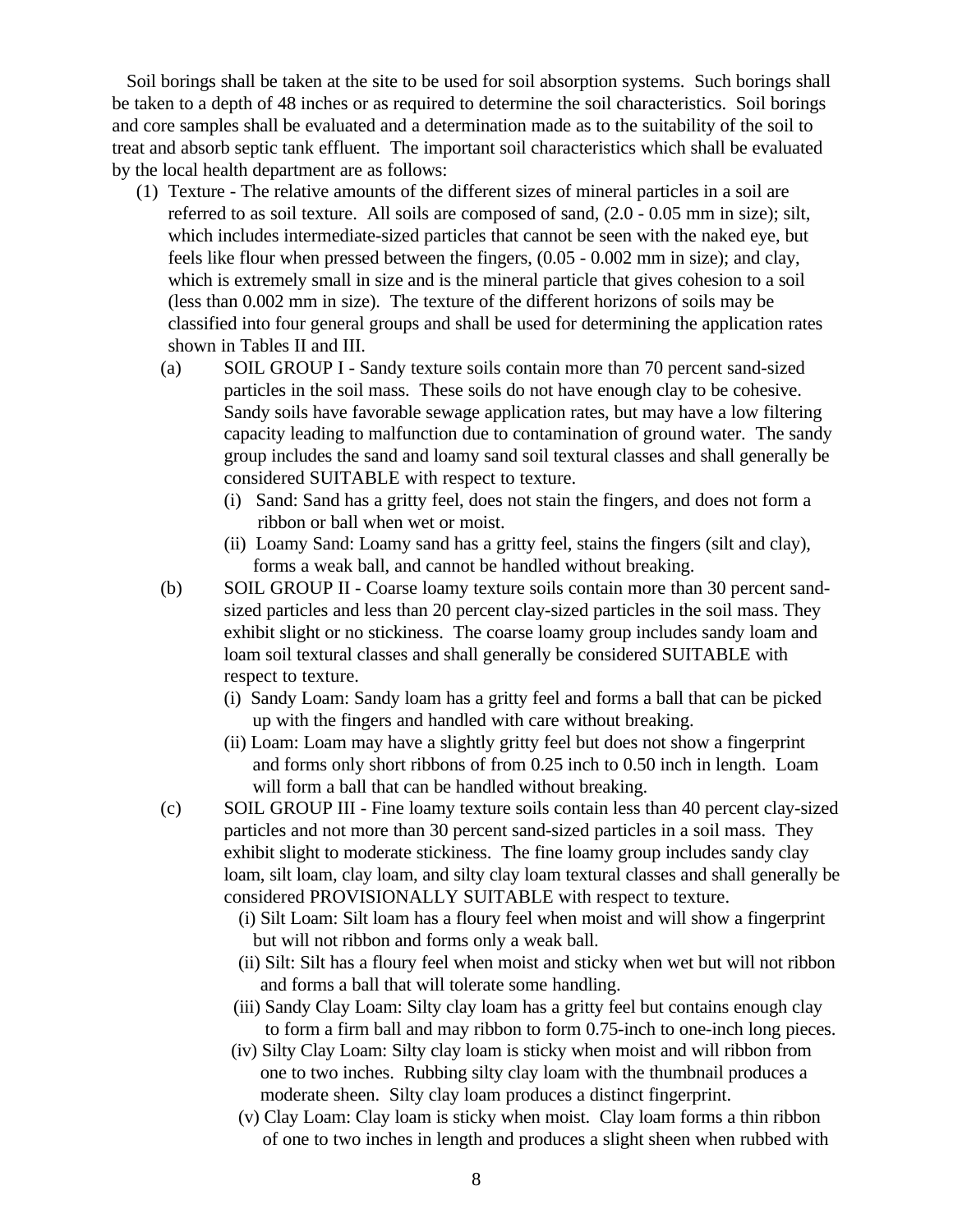Soil borings shall be taken at the site to be used for soil absorption systems. Such borings shall be taken to a depth of 48 inches or as required to determine the soil characteristics. Soil borings and core samples shall be evaluated and a determination made as to the suitability of the soil to treat and absorb septic tank effluent. The important soil characteristics which shall be evaluated by the local health department are as follows:

(1) Texture - The relative amounts of the different sizes of mineral particles in a soil are referred to as soil texture. All soils are composed of sand, (2.0 - 0.05 mm in size); silt, which includes intermediate-sized particles that cannot be seen with the naked eye, but feels like flour when pressed between the fingers, (0.05 - 0.002 mm in size); and clay, which is extremely small in size and is the mineral particle that gives cohesion to a soil (less than 0.002 mm in size). The texture of the different horizons of soils may be classified into four general groups and shall be used for determining the application rates shown in Tables II and III.

(a) SOIL GROUP I - Sandy texture soils contain more than 70 percent sand-sized particles in the soil mass. These soils do not have enough clay to be cohesive. Sandy soils have favorable sewage application rates, but may have a low filtering capacity leading to malfunction due to contamination of ground water. The sandy group includes the sand and loamy sand soil textural classes and shall generally be considered SUITABLE with respect to texture.

(i) Sand: Sand has a gritty feel, does not stain the fingers, and does not form a ribbon or ball when wet or moist.

(ii) Loamy Sand: Loamy sand has a gritty feel, stains the fingers (silt and clay), forms a weak ball, and cannot be handled without breaking.

(b) SOIL GROUP II - Coarse loamy texture soils contain more than 30 percent sand-sized particles and less than 20 percent clay-sized particles in the soil mass. They exhibit slight or no stickiness. The coarse loamy group includes sandy loam and loam soil textural classes and shall generally be considered SUITABLE with respect to texture.

(i) Sandy Loam: Sandy loam has a gritty feel and forms a ball that can be picked up with the fingers and handled with care without breaking.

(ii) Loam: Loam may have a slightly gritty feel but does not show a fingerprint and forms only short ribbons of from 0.25 inch to 0.50 inch in length. Loam will form a ball that can be handled without breaking.

(c) SOIL GROUP III - Fine loamy texture soils contain less than 40 percent clay-sized particles and not more than 30 percent sand-sized particles in a soil mass. They exhibit slight to moderate stickiness. The fine loamy group includes sandy clay loam, silt loam, clay loam, and silty clay loam textural classes and shall generally be considered PROVISIONALLY SUITABLE with respect to texture.

(i) Silt Loam: Silt loam has a floury feel when moist and will show a fingerprint but will not ribbon and forms only a weak ball.

(ii) Silt: Silt has a floury feel when moist and sticky when wet but will not ribbon and forms a ball that will tolerate some handling.

(iii) Sandy Clay Loam: Silty clay loam has a gritty feel but contains enough clay to form a firm ball and may ribbon to form 0.75-inch to one-inch long pieces.

(iv) Silty Clay Loam: Silty clay loam is sticky when moist and will ribbon from one to two inches. Rubbing silty clay loam with the thumbnail produces a moderate sheen. Silty clay loam produces a distinct fingerprint.

(v) Clay Loam: Clay loam is sticky when moist. Clay loam forms a thin ribbon of one to two inches in length and produces a slight sheen when rubbed with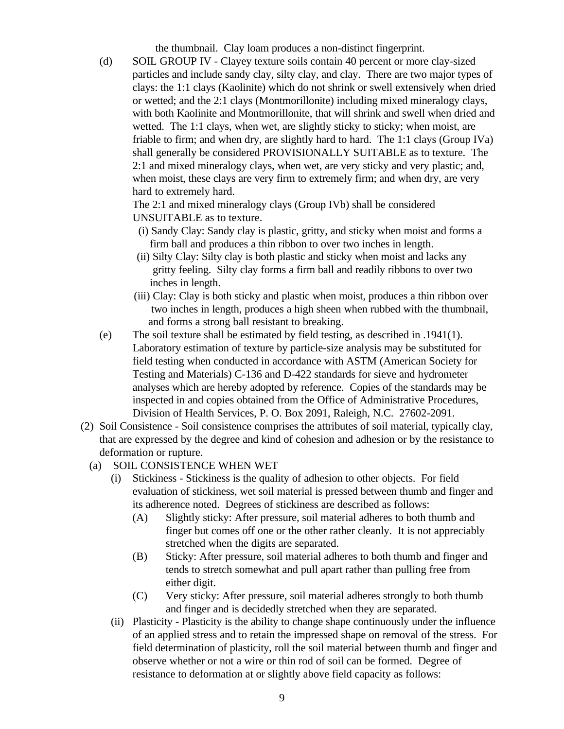the thumbnail. Clay loam produces a non-distinct fingerprint.

(d) SOIL GROUP IV - Clayey texture soils contain 40 percent or more clay-sized particles and include sandy clay, silty clay, and clay. There are two major types of clays: the 1:1 clays (Kaolinite) which do not shrink or swell extensively when dried or wetted; and the 2:1 clays (Montmorillonite) including mixed mineralogy clays, with both Kaolinite and Montmorillonite, that will shrink and swell when dried and wetted. The 1:1 clays, when wet, are slightly sticky to sticky; when moist, are friable to firm; and when dry, are slightly hard to hard. The 1:1 clays (Group IVa) shall generally be considered PROVISIONALLY SUITABLE as to texture. The 2:1 and mixed mineralogy clays, when wet, are very sticky and very plastic; and, when moist, these clays are very firm to extremely firm; and when dry, are very hard to extremely hard.
The 2:1 and mixed mineralogy clays (Group IVb) shall be considered UNSUITABLE as to texture.

- (i) Sandy Clay: Sandy clay is plastic, gritty, and sticky when moist and forms a firm ball and produces a thin ribbon to over two inches in length.
- (ii) Silty Clay: Silty clay is both plastic and sticky when moist and lacks any gritty feeling. Silty clay forms a firm ball and readily ribbons to over two inches in length.
- (iii) Clay: Clay is both sticky and plastic when moist, produces a thin ribbon over two inches in length, produces a high sheen when rubbed with the thumbnail, and forms a strong ball resistant to breaking.

(e) The soil texture shall be estimated by field testing, as described in .1941(1). Laboratory estimation of texture by particle-size analysis may be substituted for field testing when conducted in accordance with ASTM (American Society for Testing and Materials) C-136 and D-422 standards for sieve and hydrometer analyses which are hereby adopted by reference. Copies of the standards may be inspected in and copies obtained from the Office of Administrative Procedures, Division of Health Services, P. O. Box 2091, Raleigh, N.C. 27602-2091.

(2) Soil Consistence - Soil consistence comprises the attributes of soil material, typically clay, that are expressed by the degree and kind of cohesion and adhesion or by the resistance to deformation or rupture.

(a) SOIL CONSISTENCE WHEN WET

(i) Stickiness - Stickiness is the quality of adhesion to other objects. For field evaluation of stickiness, wet soil material is pressed between thumb and finger and its adherence noted. Degrees of stickiness are described as follows:

- (A) Slightly sticky: After pressure, soil material adheres to both thumb and finger but comes off one or the other rather cleanly. It is not appreciably stretched when the digits are separated.
- (B) Sticky: After pressure, soil material adheres to both thumb and finger and tends to stretch somewhat and pull apart rather than pulling free from either digit.
- (C) Very sticky: After pressure, soil material adheres strongly to both thumb and finger and is decidedly stretched when they are separated.

(ii) Plasticity - Plasticity is the ability to change shape continuously under the influence of an applied stress and to retain the impressed shape on removal of the stress. For field determination of plasticity, roll the soil material between thumb and finger and observe whether or not a wire or thin rod of soil can be formed. Degree of resistance to deformation at or slightly above field capacity as follows: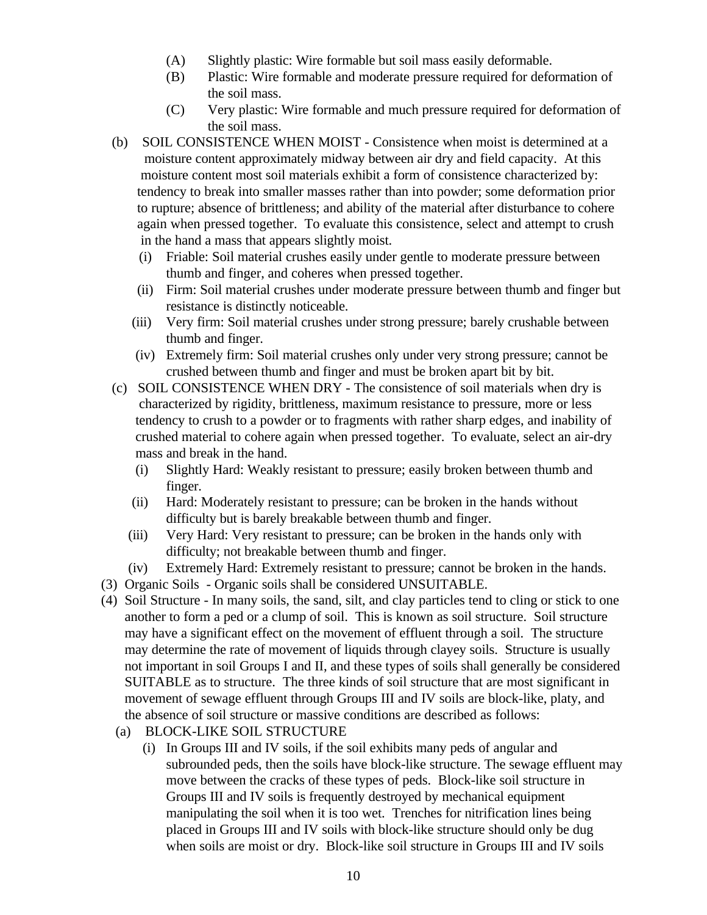(A) Slightly plastic: Wire formable but soil mass easily deformable.

(B) Plastic: Wire formable and moderate pressure required for deformation of the soil mass.

(C) Very plastic: Wire formable and much pressure required for deformation of the soil mass.

(b) SOIL CONSISTENCE WHEN MOIST - Consistence when moist is determined at a moisture content approximately midway between air dry and field capacity. At this moisture content most soil materials exhibit a form of consistence characterized by: tendency to break into smaller masses rather than into powder; some deformation prior to rupture; absence of brittleness; and ability of the material after disturbance to cohere again when pressed together. To evaluate this consistence, select and attempt to crush in the hand a mass that appears slightly moist.

(i) Friable: Soil material crushes easily under gentle to moderate pressure between thumb and finger, and coheres when pressed together.

(ii) Firm: Soil material crushes under moderate pressure between thumb and finger but resistance is distinctly noticeable.

(iii) Very firm: Soil material crushes under strong pressure; barely crushable between thumb and finger.

(iv) Extremely firm: Soil material crushes only under very strong pressure; cannot be crushed between thumb and finger and must be broken apart bit by bit.

(c) SOIL CONSISTENCE WHEN DRY - The consistence of soil materials when dry is characterized by rigidity, brittleness, maximum resistance to pressure, more or less tendency to crush to a powder or to fragments with rather sharp edges, and inability of crushed material to cohere again when pressed together. To evaluate, select an air-dry mass and break in the hand.

(i) Slightly Hard: Weakly resistant to pressure; easily broken between thumb and finger.

(ii) Hard: Moderately resistant to pressure; can be broken in the hands without difficulty but is barely breakable between thumb and finger.

(iii) Very Hard: Very resistant to pressure; can be broken in the hands only with difficulty; not breakable between thumb and finger.

(iv) Extremely Hard: Extremely resistant to pressure; cannot be broken in the hands.

(3) Organic Soils - Organic soils shall be considered UNSUITABLE.

(4) Soil Structure - In many soils, the sand, silt, and clay particles tend to cling or stick to one another to form a ped or a clump of soil. This is known as soil structure. Soil structure may have a significant effect on the movement of effluent through a soil. The structure may determine the rate of movement of liquids through clayey soils. Structure is usually not important in soil Groups I and II, and these types of soils shall generally be considered SUITABLE as to structure. The three kinds of soil structure that are most significant in movement of sewage effluent through Groups III and IV soils are block-like, platy, and the absence of soil structure or massive conditions are described as follows:

(a) BLOCK-LIKE SOIL STRUCTURE

(i) In Groups III and IV soils, if the soil exhibits many peds of angular and subrounded peds, then the soils have block-like structure. The sewage effluent may move between the cracks of these types of peds. Block-like soil structure in Groups III and IV soils is frequently destroyed by mechanical equipment manipulating the soil when it is too wet. Trenches for nitrification lines being placed in Groups III and IV soils with block-like structure should only be dug when soils are moist or dry. Block-like soil structure in Groups III and IV soils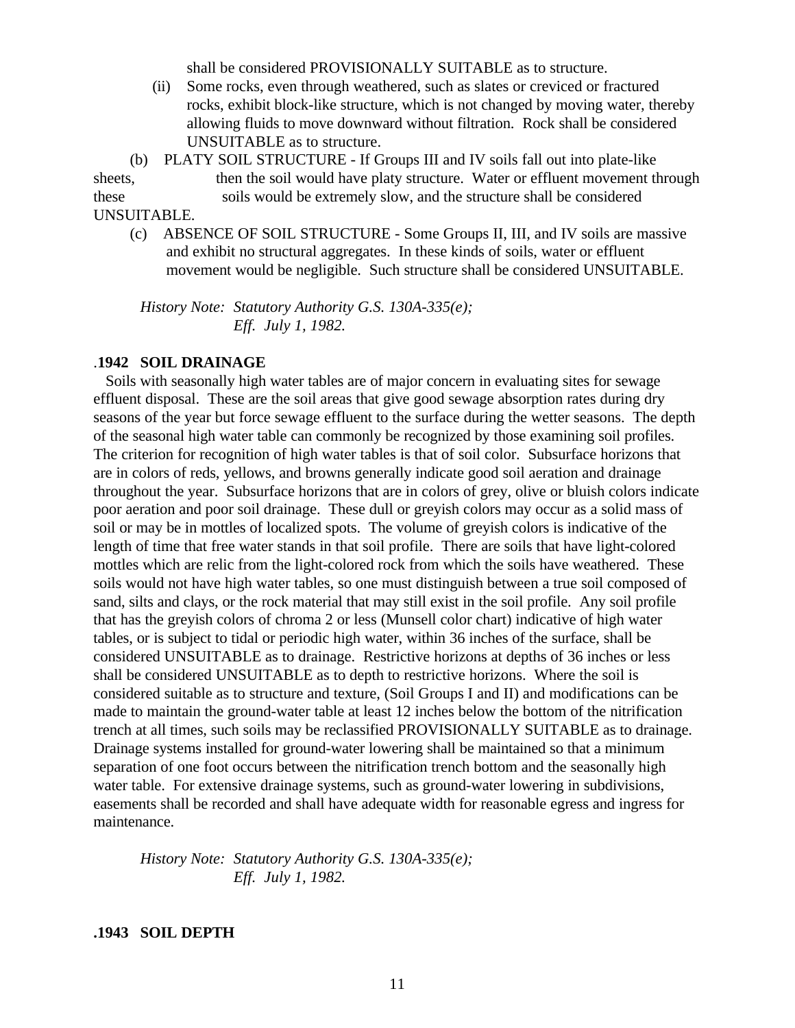shall be considered PROVISIONALLY SUITABLE as to structure.

(ii) Some rocks, even through weathered, such as slates or creviced or fractured rocks, exhibit block-like structure, which is not changed by moving water, thereby allowing fluids to move downward without filtration. Rock shall be considered UNSUITABLE as to structure.

(b) PLATY SOIL STRUCTURE - If Groups III and IV soils fall out into plate-like sheets, then the soil would have platy structure. Water or effluent movement through these soils would be extremely slow, and the structure shall be considered UNSUITABLE.

(c) ABSENCE OF SOIL STRUCTURE - Some Groups II, III, and IV soils are massive and exhibit no structural aggregates. In these kinds of soils, water or effluent movement would be negligible. Such structure shall be considered UNSUITABLE.

*History Note: Statutory Authority G.S. 130A-335(e);*
*Eff. July 1, 1982.*

## .1942 SOIL DRAINAGE

Soils with seasonally high water tables are of major concern in evaluating sites for sewage effluent disposal. These are the soil areas that give good sewage absorption rates during dry seasons of the year but force sewage effluent to the surface during the wetter seasons. The depth of the seasonal high water table can commonly be recognized by those examining soil profiles. The criterion for recognition of high water tables is that of soil color. Subsurface horizons that are in colors of reds, yellows, and browns generally indicate good soil aeration and drainage throughout the year. Subsurface horizons that are in colors of grey, olive or bluish colors indicate poor aeration and poor soil drainage. These dull or greyish colors may occur as a solid mass of soil or may be in mottles of localized spots. The volume of greyish colors is indicative of the length of time that free water stands in that soil profile. There are soils that have light-colored mottles which are relic from the light-colored rock from which the soils have weathered. These soils would not have high water tables, so one must distinguish between a true soil composed of sand, silts and clays, or the rock material that may still exist in the soil profile. Any soil profile that has the greyish colors of chroma 2 or less (Munsell color chart) indicative of high water tables, or is subject to tidal or periodic high water, within 36 inches of the surface, shall be considered UNSUITABLE as to drainage. Restrictive horizons at depths of 36 inches or less shall be considered UNSUITABLE as to depth to restrictive horizons. Where the soil is considered suitable as to structure and texture, (Soil Groups I and II) and modifications can be made to maintain the ground-water table at least 12 inches below the bottom of the nitrification trench at all times, such soils may be reclassified PROVISIONALLY SUITABLE as to drainage. Drainage systems installed for ground-water lowering shall be maintained so that a minimum separation of one foot occurs between the nitrification trench bottom and the seasonally high water table. For extensive drainage systems, such as ground-water lowering in subdivisions, easements shall be recorded and shall have adequate width for reasonable egress and ingress for maintenance.

*History Note: Statutory Authority G.S. 130A-335(e);*
*Eff. July 1, 1982.*

## .1943 SOIL DEPTH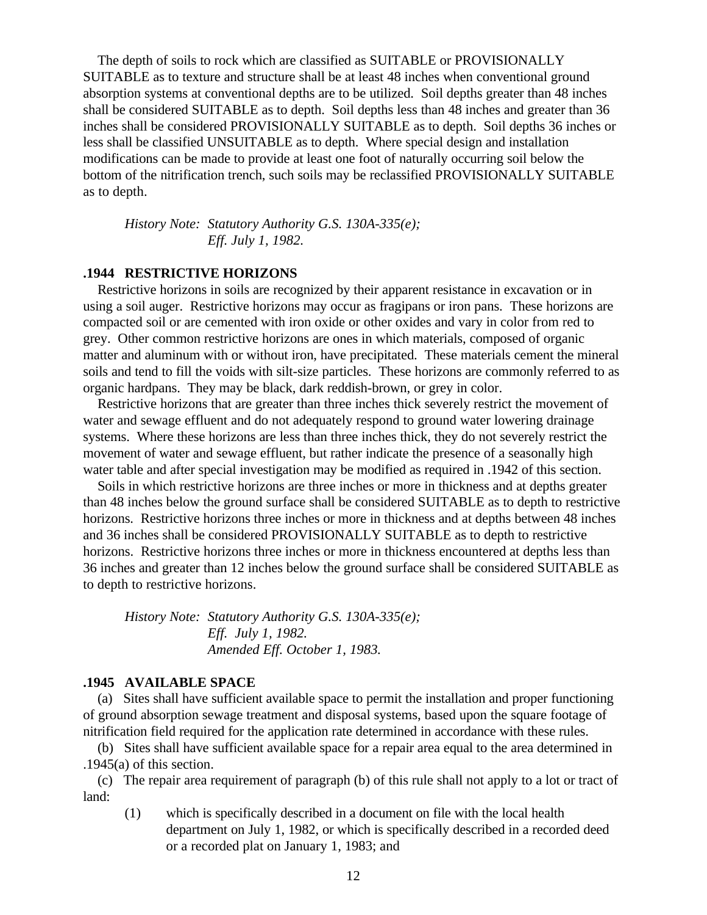The depth of soils to rock which are classified as SUITABLE or PROVISIONALLY SUITABLE as to texture and structure shall be at least 48 inches when conventional ground absorption systems at conventional depths are to be utilized. Soil depths greater than 48 inches shall be considered SUITABLE as to depth. Soil depths less than 48 inches and greater than 36 inches shall be considered PROVISIONALLY SUITABLE as to depth. Soil depths 36 inches or less shall be classified UNSUITABLE as to depth. Where special design and installation modifications can be made to provide at least one foot of naturally occurring soil below the bottom of the nitrification trench, such soils may be reclassified PROVISIONALLY SUITABLE as to depth.

*History Note: Statutory Authority G.S. 130A-335(e);*
*Eff. July 1, 1982.*

**.1944 RESTRICTIVE HORIZONS**

Restrictive horizons in soils are recognized by their apparent resistance in excavation or in using a soil auger. Restrictive horizons may occur as fragipans or iron pans. These horizons are compacted soil or are cemented with iron oxide or other oxides and vary in color from red to grey. Other common restrictive horizons are ones in which materials, composed of organic matter and aluminum with or without iron, have precipitated. These materials cement the mineral soils and tend to fill the voids with silt-size particles. These horizons are commonly referred to as organic hardpans. They may be black, dark reddish-brown, or grey in color.

Restrictive horizons that are greater than three inches thick severely restrict the movement of water and sewage effluent and do not adequately respond to ground water lowering drainage systems. Where these horizons are less than three inches thick, they do not severely restrict the movement of water and sewage effluent, but rather indicate the presence of a seasonally high water table and after special investigation may be modified as required in .1942 of this section.

Soils in which restrictive horizons are three inches or more in thickness and at depths greater than 48 inches below the ground surface shall be considered SUITABLE as to depth to restrictive horizons. Restrictive horizons three inches or more in thickness and at depths between 48 inches and 36 inches shall be considered PROVISIONALLY SUITABLE as to depth to restrictive horizons. Restrictive horizons three inches or more in thickness encountered at depths less than 36 inches and greater than 12 inches below the ground surface shall be considered SUITABLE as to depth to restrictive horizons.

*History Note: Statutory Authority G.S. 130A-335(e);*
*Eff. July 1, 1982.*
*Amended Eff. October 1, 1983.*

**.1945 AVAILABLE SPACE**

(a) Sites shall have sufficient available space to permit the installation and proper functioning of ground absorption sewage treatment and disposal systems, based upon the square footage of nitrification field required for the application rate determined in accordance with these rules.

(b) Sites shall have sufficient available space for a repair area equal to the area determined in .1945(a) of this section.

(c) The repair area requirement of paragraph (b) of this rule shall not apply to a lot or tract of land:

(1) which is specifically described in a document on file with the local health department on July 1, 1982, or which is specifically described in a recorded deed or a recorded plat on January 1, 1983; and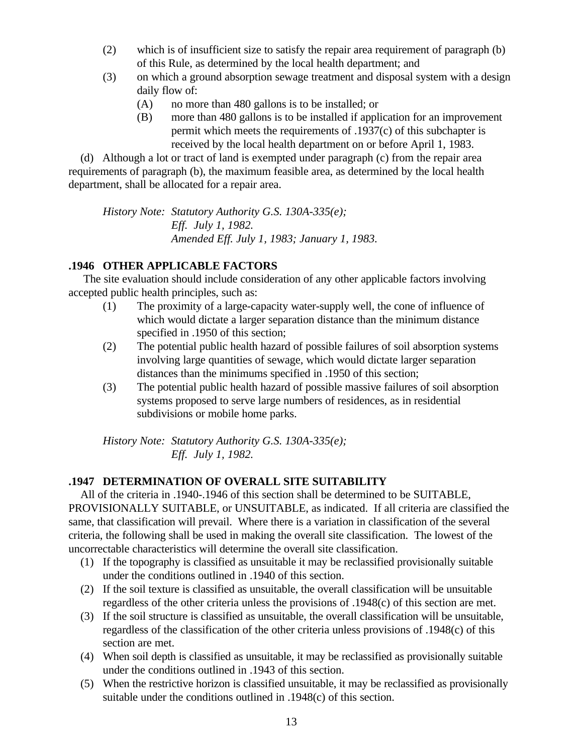(2) which is of insufficient size to satisfy the repair area requirement of paragraph (b) of this Rule, as determined by the local health department; and

(3) on which a ground absorption sewage treatment and disposal system with a design daily flow of:

   (A) no more than 480 gallons is to be installed; or

   (B) more than 480 gallons is to be installed if application for an improvement permit which meets the requirements of .1937(c) of this subchapter is received by the local health department on or before April 1, 1983.

(d) Although a lot or tract of land is exempted under paragraph (c) from the repair area requirements of paragraph (b), the maximum feasible area, as determined by the local health department, shall be allocated for a repair area.

*History Note: Statutory Authority G.S. 130A-335(e);*
*Eff. July 1, 1982.*
*Amended Eff. July 1, 1983; January 1, 1983.*

### .1946 OTHER APPLICABLE FACTORS

The site evaluation should include consideration of any other applicable factors involving accepted public health principles, such as:

(1) The proximity of a large-capacity water-supply well, the cone of influence of which would dictate a larger separation distance than the minimum distance specified in .1950 of this section;

(2) The potential public health hazard of possible failures of soil absorption systems involving large quantities of sewage, which would dictate larger separation distances than the minimums specified in .1950 of this section;

(3) The potential public health hazard of possible massive failures of soil absorption systems proposed to serve large numbers of residences, as in residential subdivisions or mobile home parks.

*History Note: Statutory Authority G.S. 130A-335(e);*
*Eff. July 1, 1982.*

### .1947 DETERMINATION OF OVERALL SITE SUITABILITY

All of the criteria in .1940-.1946 of this section shall be determined to be SUITABLE, PROVISIONALLY SUITABLE, or UNSUITABLE, as indicated. If all criteria are classified the same, that classification will prevail. Where there is a variation in classification of the several criteria, the following shall be used in making the overall site classification. The lowest of the uncorrectable characteristics will determine the overall site classification.

(1) If the topography is classified as unsuitable it may be reclassified provisionally suitable under the conditions outlined in .1940 of this section.

(2) If the soil texture is classified as unsuitable, the overall classification will be unsuitable regardless of the other criteria unless the provisions of .1948(c) of this section are met.

(3) If the soil structure is classified as unsuitable, the overall classification will be unsuitable, regardless of the classification of the other criteria unless provisions of .1948(c) of this section are met.

(4) When soil depth is classified as unsuitable, it may be reclassified as provisionally suitable under the conditions outlined in .1943 of this section.

(5) When the restrictive horizon is classified unsuitable, it may be reclassified as provisionally suitable under the conditions outlined in .1948(c) of this section.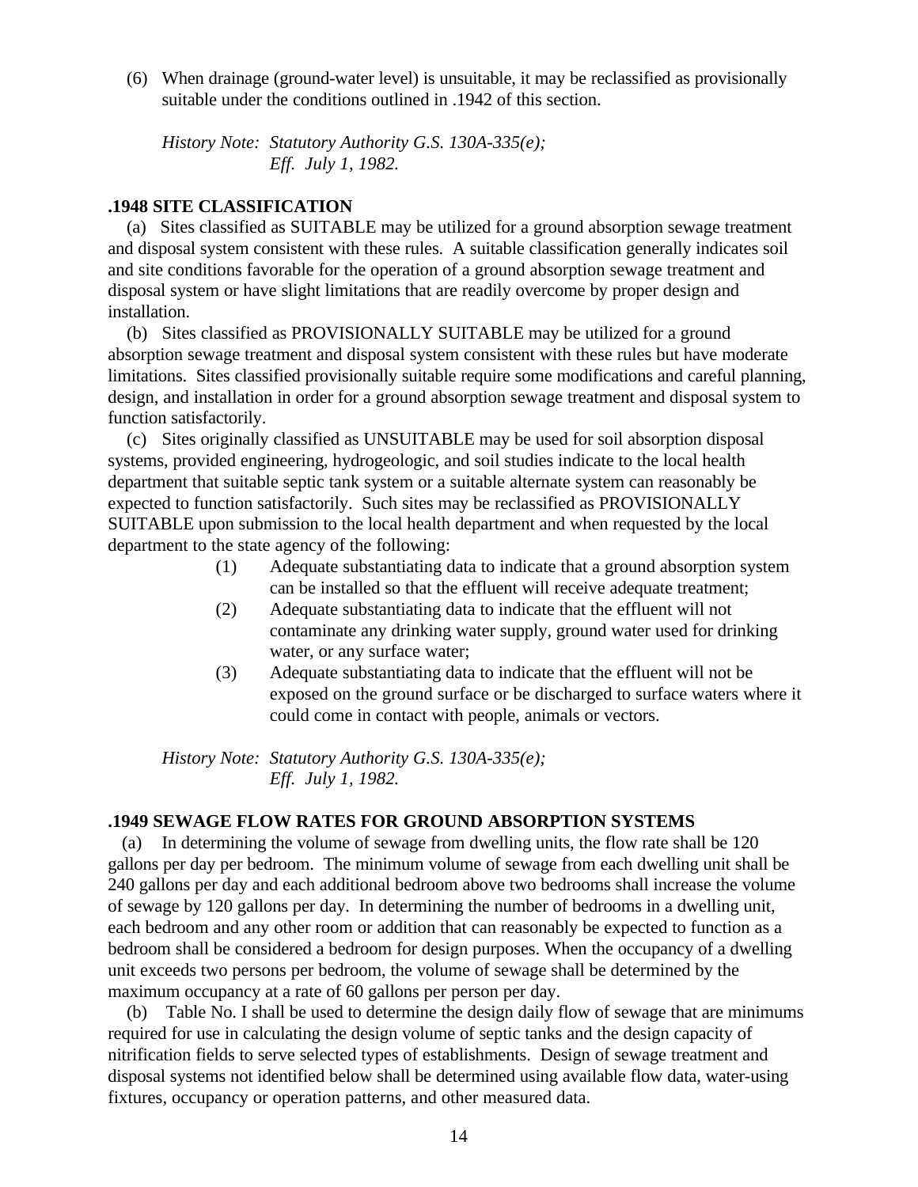(6) When drainage (ground-water level) is unsuitable, it may be reclassified as provisionally suitable under the conditions outlined in .1942 of this section.

*History Note: Statutory Authority G.S. 130A-335(e);*
*Eff. July 1, 1982.*

**.1948 SITE CLASSIFICATION**

(a) Sites classified as SUITABLE may be utilized for a ground absorption sewage treatment and disposal system consistent with these rules. A suitable classification generally indicates soil and site conditions favorable for the operation of a ground absorption sewage treatment and disposal system or have slight limitations that are readily overcome by proper design and installation.

(b) Sites classified as PROVISIONALLY SUITABLE may be utilized for a ground absorption sewage treatment and disposal system consistent with these rules but have moderate limitations. Sites classified provisionally suitable require some modifications and careful planning, design, and installation in order for a ground absorption sewage treatment and disposal system to function satisfactorily.

(c) Sites originally classified as UNSUITABLE may be used for soil absorption disposal systems, provided engineering, hydrogeologic, and soil studies indicate to the local health department that suitable septic tank system or a suitable alternate system can reasonably be expected to function satisfactorily. Such sites may be reclassified as PROVISIONALLY SUITABLE upon submission to the local health department and when requested by the local department to the state agency of the following:

(1) Adequate substantiating data to indicate that a ground absorption system can be installed so that the effluent will receive adequate treatment;

(2) Adequate substantiating data to indicate that the effluent will not contaminate any drinking water supply, ground water used for drinking water, or any surface water;

(3) Adequate substantiating data to indicate that the effluent will not be exposed on the ground surface or be discharged to surface waters where it could come in contact with people, animals or vectors.

*History Note: Statutory Authority G.S. 130A-335(e);*
*Eff. July 1, 1982.*

**.1949 SEWAGE FLOW RATES FOR GROUND ABSORPTION SYSTEMS**

(a) In determining the volume of sewage from dwelling units, the flow rate shall be 120 gallons per day per bedroom. The minimum volume of sewage from each dwelling unit shall be 240 gallons per day and each additional bedroom above two bedrooms shall increase the volume of sewage by 120 gallons per day. In determining the number of bedrooms in a dwelling unit, each bedroom and any other room or addition that can reasonably be expected to function as a bedroom shall be considered a bedroom for design purposes. When the occupancy of a dwelling unit exceeds two persons per bedroom, the volume of sewage shall be determined by the maximum occupancy at a rate of 60 gallons per person per day.

(b) Table No. I shall be used to determine the design daily flow of sewage that are minimums required for use in calculating the design volume of septic tanks and the design capacity of nitrification fields to serve selected types of establishments. Design of sewage treatment and disposal systems not identified below shall be determined using available flow data, water-using fixtures, occupancy or operation patterns, and other measured data.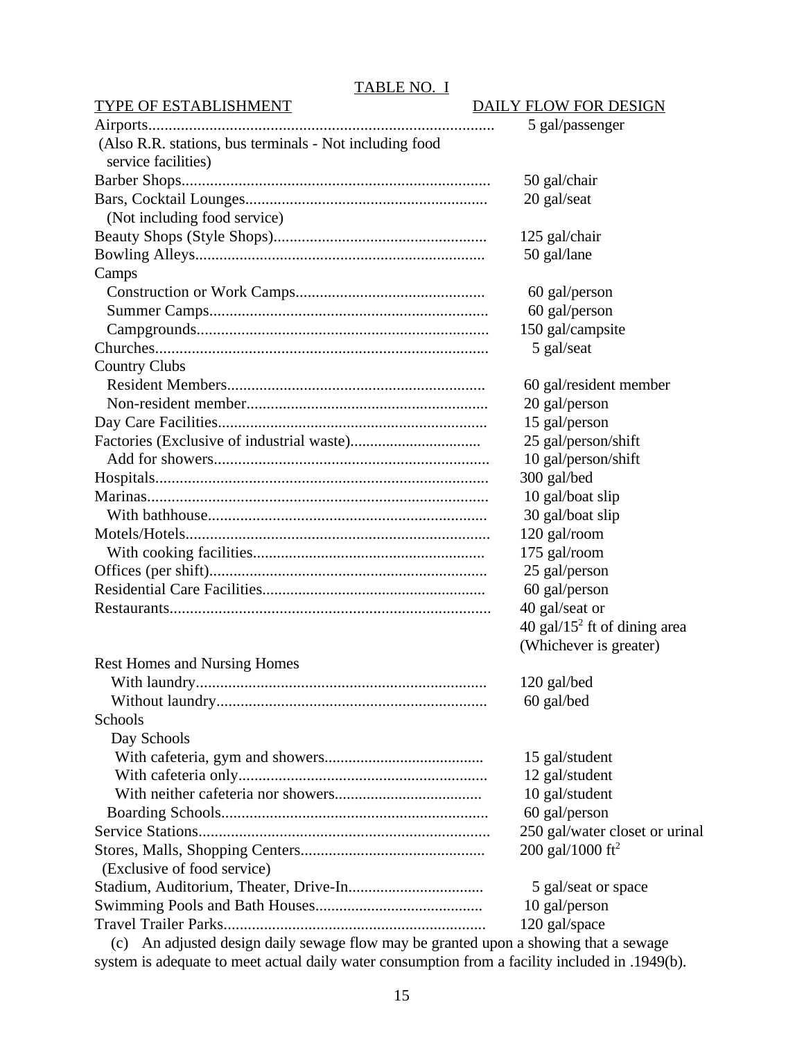TABLE NO. I

| TYPE OF ESTABLISHMENT | DAILY FLOW FOR DESIGN |
|---|---|
| Airports (Also R.R. stations, bus terminals - Not including food service facilities) | 5 gal/passenger |
| Barber Shops | 50 gal/chair |
| Bars, Cocktail Lounges (Not including food service) | 20 gal/seat |
| Beauty Shops (Style Shops) | 125 gal/chair |
| Bowling Alleys | 50 gal/lane |
| Camps | |
| Construction or Work Camps | 60 gal/person |
| Summer Camps | 60 gal/person |
| Campgrounds | 150 gal/campsite |
| Churches | 5 gal/seat |
| Country Clubs | |
| Resident Members | 60 gal/resident member |
| Non-resident member | 20 gal/person |
| Day Care Facilities | 15 gal/person |
| Factories (Exclusive of industrial waste) | 25 gal/person/shift |
| Add for showers | 10 gal/person/shift |
| Hospitals | 300 gal/bed |
| Marinas | 10 gal/boat slip |
| With bathhouse | 30 gal/boat slip |
| Motels/Hotels | 120 gal/room |
| With cooking facilities | 175 gal/room |
| Offices (per shift) | 25 gal/person |
| Residential Care Facilities | 60 gal/person |
| Restaurants | 40 gal/seat or 40 gal/$15^2$ ft of dining area (Whichever is greater) |
| Rest Homes and Nursing Homes | |
| With laundry | 120 gal/bed |
| Without laundry | 60 gal/bed |
| Schools | |
| Day Schools | |
| With cafeteria, gym and showers | 15 gal/student |
| With cafeteria only | 12 gal/student |
| With neither cafeteria nor showers | 10 gal/student |
| Boarding Schools | 60 gal/person |
| Service Stations | 250 gal/water closet or urinal |
| Stores, Malls, Shopping Centers (Exclusive of food service) | 200 gal/1000 $ft^2$ |
| Stadium, Auditorium, Theater, Drive-In | 5 gal/seat or space |
| Swimming Pools and Bath Houses | 10 gal/person |
| Travel Trailer Parks | 120 gal/space |

(c) An adjusted design daily sewage flow may be granted upon a showing that a sewage system is adequate to meet actual daily water consumption from a facility included in .1949(b).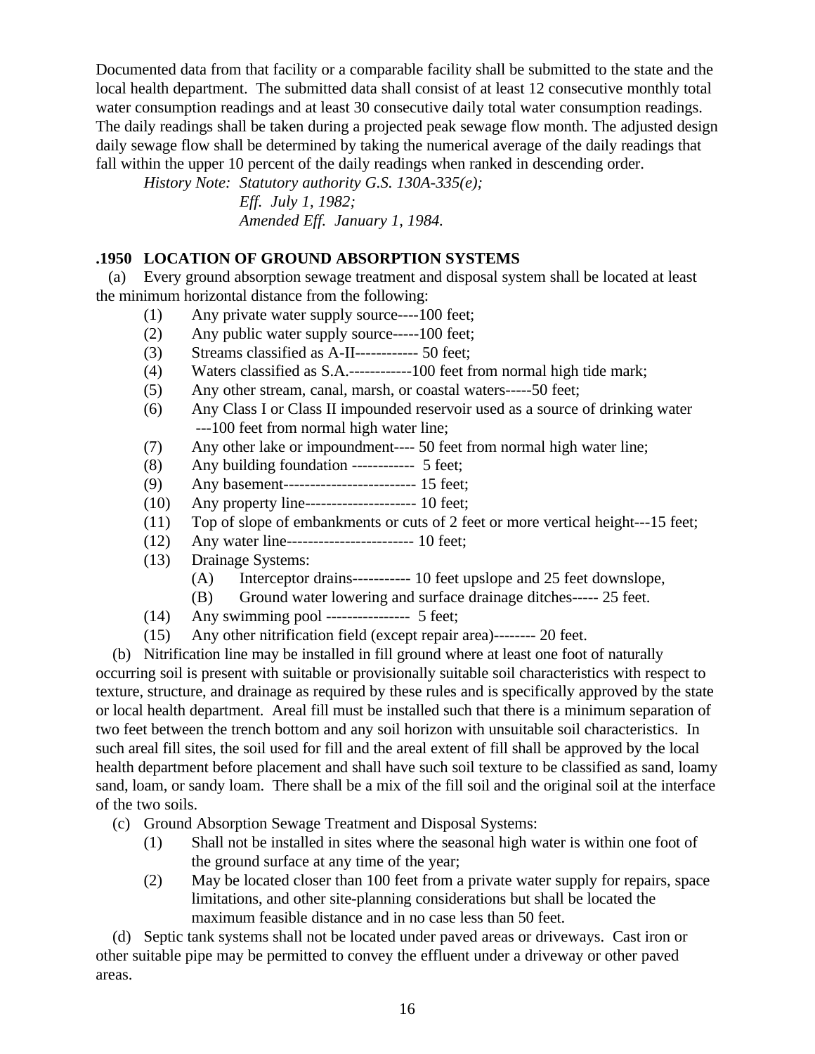Documented data from that facility or a comparable facility shall be submitted to the state and the local health department. The submitted data shall consist of at least 12 consecutive monthly total water consumption readings and at least 30 consecutive daily total water consumption readings. The daily readings shall be taken during a projected peak sewage flow month. The adjusted design daily sewage flow shall be determined by taking the numerical average of the daily readings that fall within the upper 10 percent of the daily readings when ranked in descending order.

*History Note: Statutory authority G.S. 130A-335(e);*
*Eff. July 1, 1982;*
*Amended Eff. January 1, 1984.*

### .1950 LOCATION OF GROUND ABSORPTION SYSTEMS

(a) Every ground absorption sewage treatment and disposal system shall be located at least the minimum horizontal distance from the following:

- (1) Any private water supply source----100 feet;
- (2) Any public water supply source-----100 feet;
- (3) Streams classified as A-II------------ 50 feet;
- (4) Waters classified as S.A.------------100 feet from normal high tide mark;
- (5) Any other stream, canal, marsh, or coastal waters-----50 feet;
- (6) Any Class I or Class II impounded reservoir used as a source of drinking water ---100 feet from normal high water line;
- (7) Any other lake or impoundment---- 50 feet from normal high water line;
- (8) Any building foundation ------------ 5 feet;
- (9) Any basement------------------------- 15 feet;
- (10) Any property line--------------------- 10 feet;
- (11) Top of slope of embankments or cuts of 2 feet or more vertical height---15 feet;
- (12) Any water line------------------------ 10 feet;
- (13) Drainage Systems:
  - (A) Interceptor drains----------- 10 feet upslope and 25 feet downslope,
  - (B) Ground water lowering and surface drainage ditches----- 25 feet.
- (14) Any swimming pool ---------------- 5 feet;
- (15) Any other nitrification field (except repair area)-------- 20 feet.

(b) Nitrification line may be installed in fill ground where at least one foot of naturally occurring soil is present with suitable or provisionally suitable soil characteristics with respect to texture, structure, and drainage as required by these rules and is specifically approved by the state or local health department. Areal fill must be installed such that there is a minimum separation of two feet between the trench bottom and any soil horizon with unsuitable soil characteristics. In such areal fill sites, the soil used for fill and the areal extent of fill shall be approved by the local health department before placement and shall have such soil texture to be classified as sand, loamy sand, loam, or sandy loam. There shall be a mix of the fill soil and the original soil at the interface of the two soils.

(c) Ground Absorption Sewage Treatment and Disposal Systems:

- (1) Shall not be installed in sites where the seasonal high water is within one foot of the ground surface at any time of the year;
- (2) May be located closer than 100 feet from a private water supply for repairs, space limitations, and other site-planning considerations but shall be located the maximum feasible distance and in no case less than 50 feet.

(d) Septic tank systems shall not be located under paved areas or driveways. Cast iron or other suitable pipe may be permitted to convey the effluent under a driveway or other paved areas.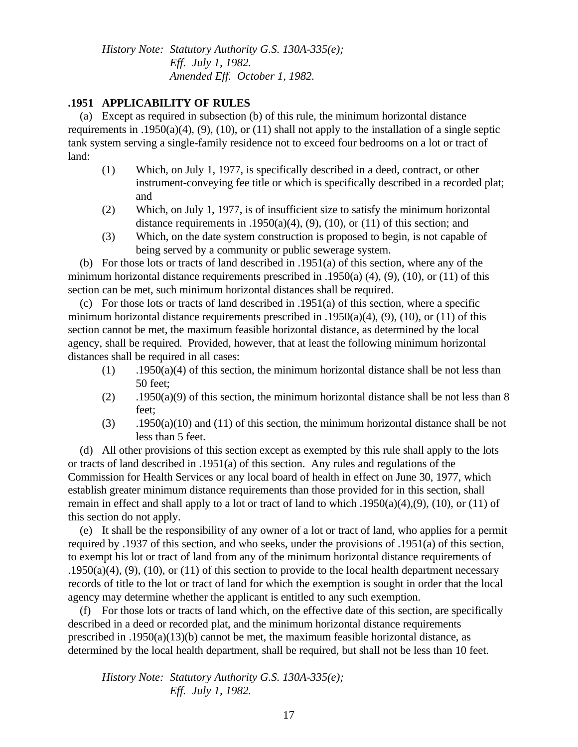*History Note: Statutory Authority G.S. 130A-335(e);*
*Eff. July 1, 1982.*
*Amended Eff. October 1, 1982.*

### .1951 APPLICABILITY OF RULES

(a) Except as required in subsection (b) of this rule, the minimum horizontal distance requirements in .1950(a)(4), (9), (10), or (11) shall not apply to the installation of a single septic tank system serving a single-family residence not to exceed four bedrooms on a lot or tract of land:

(1) Which, on July 1, 1977, is specifically described in a deed, contract, or other instrument-conveying fee title or which is specifically described in a recorded plat; and

(2) Which, on July 1, 1977, is of insufficient size to satisfy the minimum horizontal distance requirements in .1950(a)(4), (9), (10), or (11) of this section; and

(3) Which, on the date system construction is proposed to begin, is not capable of being served by a community or public sewerage system.

(b) For those lots or tracts of land described in .1951(a) of this section, where any of the minimum horizontal distance requirements prescribed in .1950(a) (4), (9), (10), or (11) of this section can be met, such minimum horizontal distances shall be required.

(c) For those lots or tracts of land described in .1951(a) of this section, where a specific minimum horizontal distance requirements prescribed in .1950(a)(4), (9), (10), or (11) of this section cannot be met, the maximum feasible horizontal distance, as determined by the local agency, shall be required. Provided, however, that at least the following minimum horizontal distances shall be required in all cases:

(1) .1950(a)(4) of this section, the minimum horizontal distance shall be not less than 50 feet;

(2) .1950(a)(9) of this section, the minimum horizontal distance shall be not less than 8 feet;

(3) .1950(a)(10) and (11) of this section, the minimum horizontal distance shall be not less than 5 feet.

(d) All other provisions of this section except as exempted by this rule shall apply to the lots or tracts of land described in .1951(a) of this section. Any rules and regulations of the Commission for Health Services or any local board of health in effect on June 30, 1977, which establish greater minimum distance requirements than those provided for in this section, shall remain in effect and shall apply to a lot or tract of land to which .1950(a)(4),(9), (10), or (11) of this section do not apply.

(e) It shall be the responsibility of any owner of a lot or tract of land, who applies for a permit required by .1937 of this section, and who seeks, under the provisions of .1951(a) of this section, to exempt his lot or tract of land from any of the minimum horizontal distance requirements of .1950(a)(4), (9), (10), or (11) of this section to provide to the local health department necessary records of title to the lot or tract of land for which the exemption is sought in order that the local agency may determine whether the applicant is entitled to any such exemption.

(f) For those lots or tracts of land which, on the effective date of this section, are specifically described in a deed or recorded plat, and the minimum horizontal distance requirements prescribed in .1950(a)(13)(b) cannot be met, the maximum feasible horizontal distance, as determined by the local health department, shall be required, but shall not be less than 10 feet.

*History Note: Statutory Authority G.S. 130A-335(e);*
*Eff. July 1, 1982.*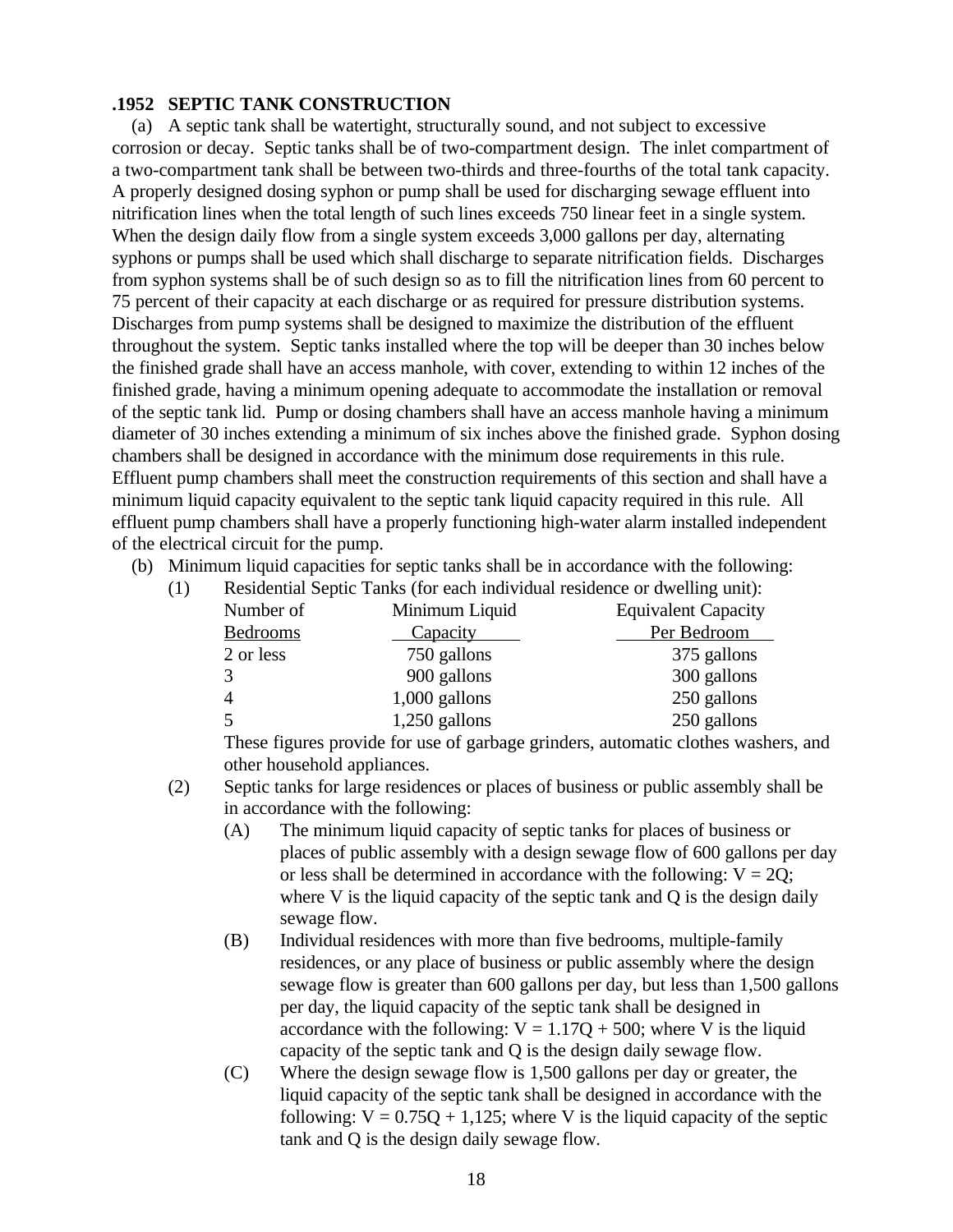### .1952 SEPTIC TANK CONSTRUCTION

(a) A septic tank shall be watertight, structurally sound, and not subject to excessive corrosion or decay. Septic tanks shall be of two-compartment design. The inlet compartment of a two-compartment tank shall be between two-thirds and three-fourths of the total tank capacity. A properly designed dosing syphon or pump shall be used for discharging sewage effluent into nitrification lines when the total length of such lines exceeds 750 linear feet in a single system. When the design daily flow from a single system exceeds 3,000 gallons per day, alternating syphons or pumps shall be used which shall discharge to separate nitrification fields. Discharges from syphon systems shall be of such design so as to fill the nitrification lines from 60 percent to 75 percent of their capacity at each discharge or as required for pressure distribution systems. Discharges from pump systems shall be designed to maximize the distribution of the effluent throughout the system. Septic tanks installed where the top will be deeper than 30 inches below the finished grade shall have an access manhole, with cover, extending to within 12 inches of the finished grade, having a minimum opening adequate to accommodate the installation or removal of the septic tank lid. Pump or dosing chambers shall have an access manhole having a minimum diameter of 30 inches extending a minimum of six inches above the finished grade. Syphon dosing chambers shall be designed in accordance with the minimum dose requirements in this rule. Effluent pump chambers shall meet the construction requirements of this section and shall have a minimum liquid capacity equivalent to the septic tank liquid capacity required in this rule. All effluent pump chambers shall have a properly functioning high-water alarm installed independent of the electrical circuit for the pump.

(b) Minimum liquid capacities for septic tanks shall be in accordance with the following:

(1) Residential Septic Tanks (for each individual residence or dwelling unit):

| Number of Bedrooms | Minimum Liquid Capacity | Equivalent Capacity Per Bedroom |
|---|---|---|
| 2 or less | 750 gallons | 375 gallons |
| 3 | 900 gallons | 300 gallons |
| 4 | 1,000 gallons | 250 gallons |
| 5 | 1,250 gallons | 250 gallons |

These figures provide for use of garbage grinders, automatic clothes washers, and other household appliances.

(2) Septic tanks for large residences or places of business or public assembly shall be in accordance with the following:

(A) The minimum liquid capacity of septic tanks for places of business or places of public assembly with a design sewage flow of 600 gallons per day or less shall be determined in accordance with the following: $V = 2Q$; where V is the liquid capacity of the septic tank and Q is the design daily sewage flow.

(B) Individual residences with more than five bedrooms, multiple-family residences, or any place of business or public assembly where the design sewage flow is greater than 600 gallons per day, but less than 1,500 gallons per day, the liquid capacity of the septic tank shall be designed in accordance with the following: $V = 1.17Q + 500$; where V is the liquid capacity of the septic tank and Q is the design daily sewage flow.

(C) Where the design sewage flow is 1,500 gallons per day or greater, the liquid capacity of the septic tank shall be designed in accordance with the following: $V = 0.75Q + 1{,}125$; where V is the liquid capacity of the septic tank and Q is the design daily sewage flow.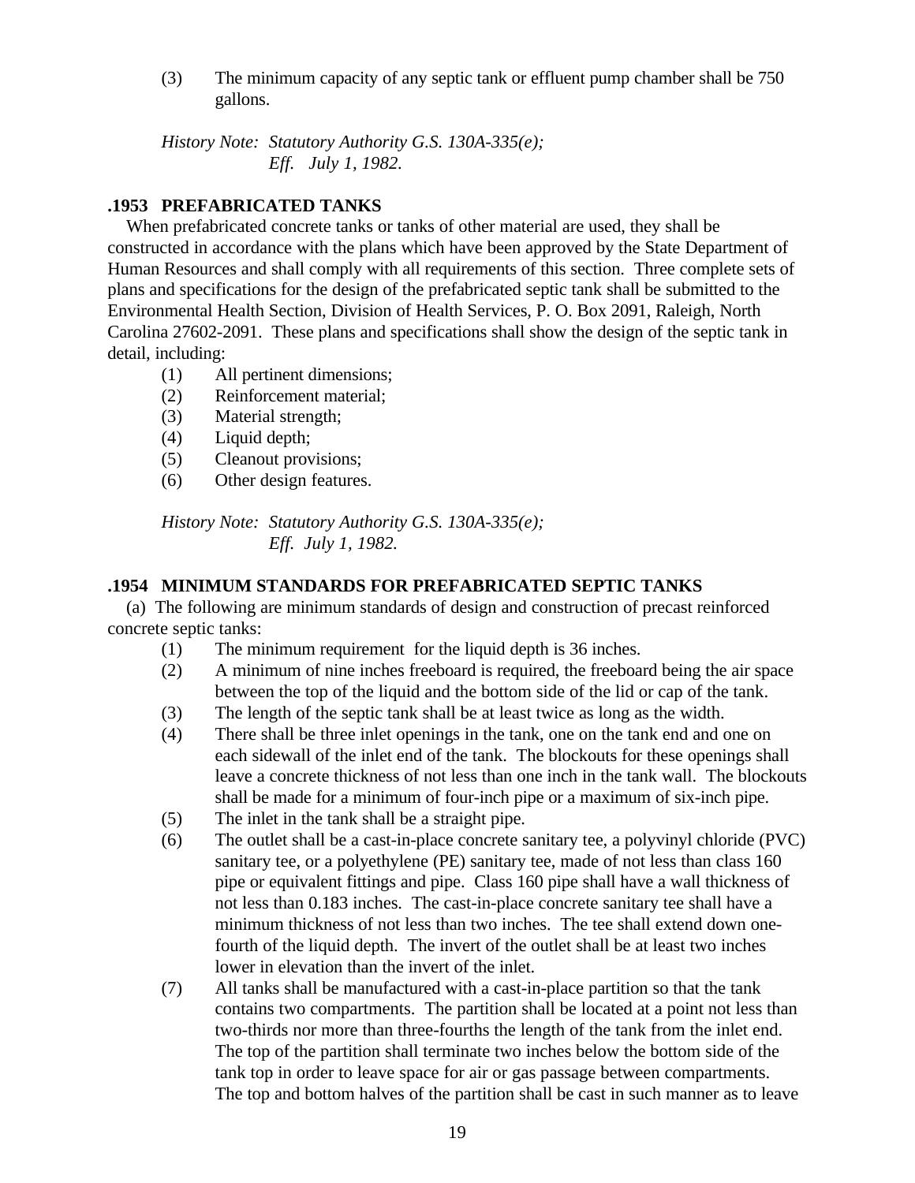(3) The minimum capacity of any septic tank or effluent pump chamber shall be 750 gallons.

*History Note: Statutory Authority G.S. 130A-335(e); Eff. July 1, 1982.*

### .1953 PREFABRICATED TANKS

When prefabricated concrete tanks or tanks of other material are used, they shall be constructed in accordance with the plans which have been approved by the State Department of Human Resources and shall comply with all requirements of this section. Three complete sets of plans and specifications for the design of the prefabricated septic tank shall be submitted to the Environmental Health Section, Division of Health Services, P. O. Box 2091, Raleigh, North Carolina 27602-2091. These plans and specifications shall show the design of the septic tank in detail, including:

(1) All pertinent dimensions;
(2) Reinforcement material;
(3) Material strength;
(4) Liquid depth;
(5) Cleanout provisions;
(6) Other design features.

*History Note: Statutory Authority G.S. 130A-335(e); Eff. July 1, 1982.*

### .1954 MINIMUM STANDARDS FOR PREFABRICATED SEPTIC TANKS

(a) The following are minimum standards of design and construction of precast reinforced concrete septic tanks:

(1) The minimum requirement for the liquid depth is 36 inches.
(2) A minimum of nine inches freeboard is required, the freeboard being the air space between the top of the liquid and the bottom side of the lid or cap of the tank.
(3) The length of the septic tank shall be at least twice as long as the width.
(4) There shall be three inlet openings in the tank, one on the tank end and one on each sidewall of the inlet end of the tank. The blockouts for these openings shall leave a concrete thickness of not less than one inch in the tank wall. The blockouts shall be made for a minimum of four-inch pipe or a maximum of six-inch pipe.
(5) The inlet in the tank shall be a straight pipe.
(6) The outlet shall be a cast-in-place concrete sanitary tee, a polyvinyl chloride (PVC) sanitary tee, or a polyethylene (PE) sanitary tee, made of not less than class 160 pipe or equivalent fittings and pipe. Class 160 pipe shall have a wall thickness of not less than 0.183 inches. The cast-in-place concrete sanitary tee shall have a minimum thickness of not less than two inches. The tee shall extend down one-fourth of the liquid depth. The invert of the outlet shall be at least two inches lower in elevation than the invert of the inlet.
(7) All tanks shall be manufactured with a cast-in-place partition so that the tank contains two compartments. The partition shall be located at a point not less than two-thirds nor more than three-fourths the length of the tank from the inlet end. The top of the partition shall terminate two inches below the bottom side of the tank top in order to leave space for air or gas passage between compartments. The top and bottom halves of the partition shall be cast in such manner as to leave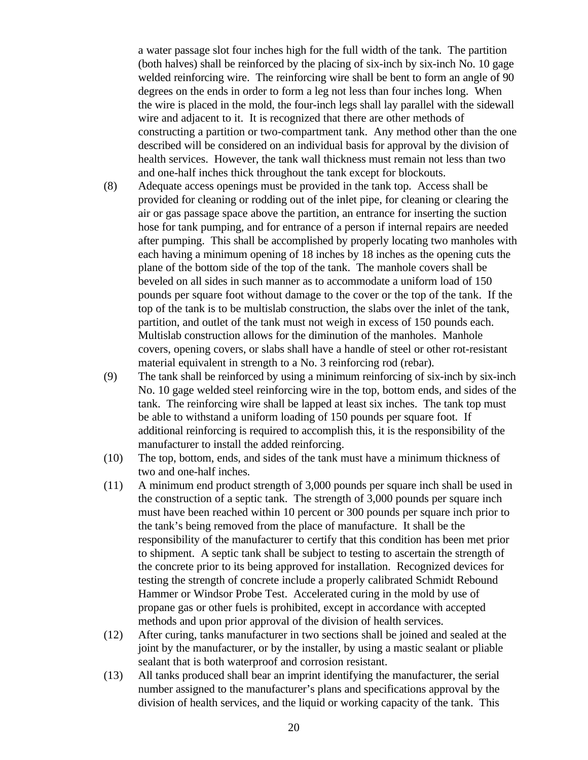a water passage slot four inches high for the full width of the tank. The partition (both halves) shall be reinforced by the placing of six-inch by six-inch No. 10 gage welded reinforcing wire. The reinforcing wire shall be bent to form an angle of 90 degrees on the ends in order to form a leg not less than four inches long. When the wire is placed in the mold, the four-inch legs shall lay parallel with the sidewall wire and adjacent to it. It is recognized that there are other methods of constructing a partition or two-compartment tank. Any method other than the one described will be considered on an individual basis for approval by the division of health services. However, the tank wall thickness must remain not less than two and one-half inches thick throughout the tank except for blockouts.

(8) Adequate access openings must be provided in the tank top. Access shall be provided for cleaning or rodding out of the inlet pipe, for cleaning or clearing the air or gas passage space above the partition, an entrance for inserting the suction hose for tank pumping, and for entrance of a person if internal repairs are needed after pumping. This shall be accomplished by properly locating two manholes with each having a minimum opening of 18 inches by 18 inches as the opening cuts the plane of the bottom side of the top of the tank. The manhole covers shall be beveled on all sides in such manner as to accommodate a uniform load of 150 pounds per square foot without damage to the cover or the top of the tank. If the top of the tank is to be multislab construction, the slabs over the inlet of the tank, partition, and outlet of the tank must not weigh in excess of 150 pounds each. Multislab construction allows for the diminution of the manholes. Manhole covers, opening covers, or slabs shall have a handle of steel or other rot-resistant material equivalent in strength to a No. 3 reinforcing rod (rebar).

(9) The tank shall be reinforced by using a minimum reinforcing of six-inch by six-inch No. 10 gage welded steel reinforcing wire in the top, bottom ends, and sides of the tank. The reinforcing wire shall be lapped at least six inches. The tank top must be able to withstand a uniform loading of 150 pounds per square foot. If additional reinforcing is required to accomplish this, it is the responsibility of the manufacturer to install the added reinforcing.

(10) The top, bottom, ends, and sides of the tank must have a minimum thickness of two and one-half inches.

(11) A minimum end product strength of 3,000 pounds per square inch shall be used in the construction of a septic tank. The strength of 3,000 pounds per square inch must have been reached within 10 percent or 300 pounds per square inch prior to the tank's being removed from the place of manufacture. It shall be the responsibility of the manufacturer to certify that this condition has been met prior to shipment. A septic tank shall be subject to testing to ascertain the strength of the concrete prior to its being approved for installation. Recognized devices for testing the strength of concrete include a properly calibrated Schmidt Rebound Hammer or Windsor Probe Test. Accelerated curing in the mold by use of propane gas or other fuels is prohibited, except in accordance with accepted methods and upon prior approval of the division of health services.

(12) After curing, tanks manufacturer in two sections shall be joined and sealed at the joint by the manufacturer, or by the installer, by using a mastic sealant or pliable sealant that is both waterproof and corrosion resistant.

(13) All tanks produced shall bear an imprint identifying the manufacturer, the serial number assigned to the manufacturer's plans and specifications approval by the division of health services, and the liquid or working capacity of the tank. This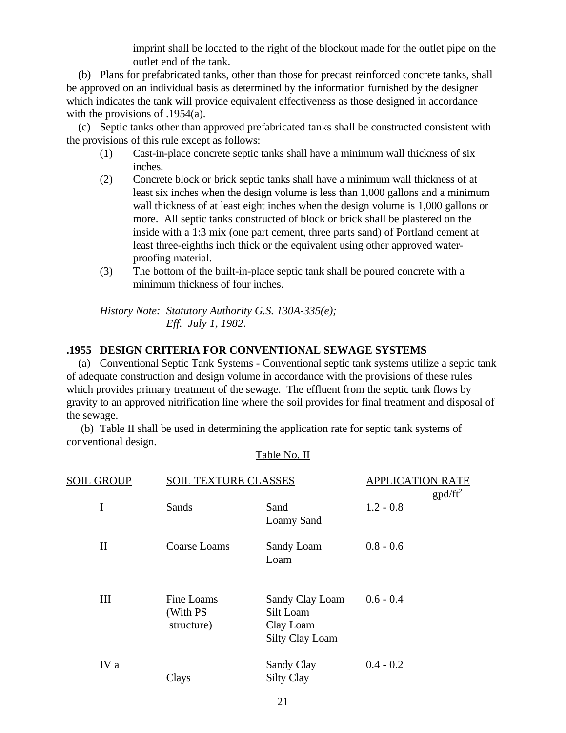imprint shall be located to the right of the blockout made for the outlet pipe on the outlet end of the tank.

(b) Plans for prefabricated tanks, other than those for precast reinforced concrete tanks, shall be approved on an individual basis as determined by the information furnished by the designer which indicates the tank will provide equivalent effectiveness as those designed in accordance with the provisions of .1954(a).

(c) Septic tanks other than approved prefabricated tanks shall be constructed consistent with the provisions of this rule except as follows:

(1) Cast-in-place concrete septic tanks shall have a minimum wall thickness of six inches.

(2) Concrete block or brick septic tanks shall have a minimum wall thickness of at least six inches when the design volume is less than 1,000 gallons and a minimum wall thickness of at least eight inches when the design volume is 1,000 gallons or more. All septic tanks constructed of block or brick shall be plastered on the inside with a 1:3 mix (one part cement, three parts sand) of Portland cement at least three-eighths inch thick or the equivalent using other approved water-proofing material.

(3) The bottom of the built-in-place septic tank shall be poured concrete with a minimum thickness of four inches.

*History Note: Statutory Authority G.S. 130A-335(e);*
*Eff. July 1, 1982.*

## .1955 DESIGN CRITERIA FOR CONVENTIONAL SEWAGE SYSTEMS

(a) Conventional Septic Tank Systems - Conventional septic tank systems utilize a septic tank of adequate construction and design volume in accordance with the provisions of these rules which provides primary treatment of the sewage. The effluent from the septic tank flows by gravity to an approved nitrification line where the soil provides for final treatment and disposal of the sewage.

(b) Table II shall be used in determining the application rate for septic tank systems of conventional design.

Table No. II

| SOIL GROUP | SOIL TEXTURE CLASSES | | APPLICATION RATE gpd/$ft^2$ |
|---|---|---|---|
| I | Sands | Sand<br>Loamy Sand | 1.2 - 0.8 |
| II | Coarse Loams | Sandy Loam<br>Loam | 0.8 - 0.6 |
| III | Fine Loams (With PS structure) | Sandy Clay Loam<br>Silt Loam<br>Clay Loam<br>Silty Clay Loam | 0.6 - 0.4 |
| IV a | Clays | Sandy Clay<br>Silty Clay | 0.4 - 0.2 |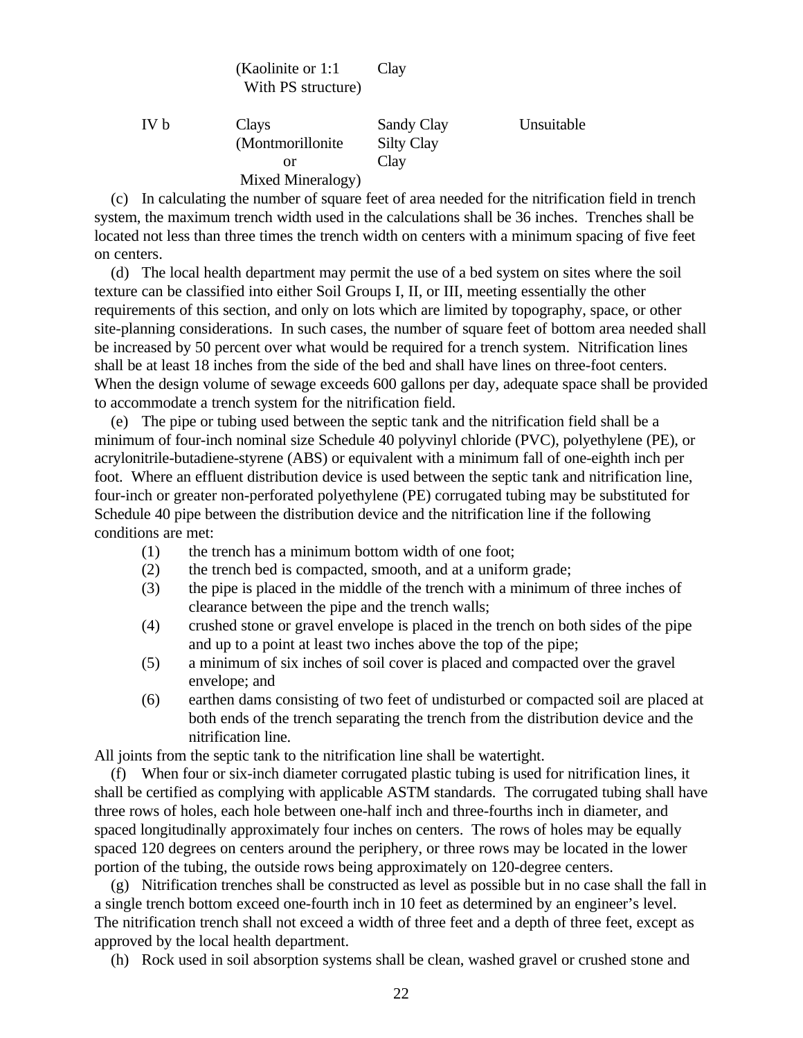| | (Kaolinite or 1:1 With PS structure) | Clay | |
|---|---|---|---|
| IV b | Clays (Montmorillonite or Mixed Mineralogy) | Sandy Clay Silty Clay Clay | Unsuitable |

(c) In calculating the number of square feet of area needed for the nitrification field in trench system, the maximum trench width used in the calculations shall be 36 inches. Trenches shall be located not less than three times the trench width on centers with a minimum spacing of five feet on centers.

(d) The local health department may permit the use of a bed system on sites where the soil texture can be classified into either Soil Groups I, II, or III, meeting essentially the other requirements of this section, and only on lots which are limited by topography, space, or other site-planning considerations. In such cases, the number of square feet of bottom area needed shall be increased by 50 percent over what would be required for a trench system. Nitrification lines shall be at least 18 inches from the side of the bed and shall have lines on three-foot centers. When the design volume of sewage exceeds 600 gallons per day, adequate space shall be provided to accommodate a trench system for the nitrification field.

(e) The pipe or tubing used between the septic tank and the nitrification field shall be a minimum of four-inch nominal size Schedule 40 polyvinyl chloride (PVC), polyethylene (PE), or acrylonitrile-butadiene-styrene (ABS) or equivalent with a minimum fall of one-eighth inch per foot. Where an effluent distribution device is used between the septic tank and nitrification line, four-inch or greater non-perforated polyethylene (PE) corrugated tubing may be substituted for Schedule 40 pipe between the distribution device and the nitrification line if the following conditions are met:

(1) the trench has a minimum bottom width of one foot;
(2) the trench bed is compacted, smooth, and at a uniform grade;
(3) the pipe is placed in the middle of the trench with a minimum of three inches of clearance between the pipe and the trench walls;
(4) crushed stone or gravel envelope is placed in the trench on both sides of the pipe and up to a point at least two inches above the top of the pipe;
(5) a minimum of six inches of soil cover is placed and compacted over the gravel envelope; and
(6) earthen dams consisting of two feet of undisturbed or compacted soil are placed at both ends of the trench separating the trench from the distribution device and the nitrification line.

All joints from the septic tank to the nitrification line shall be watertight.

(f) When four or six-inch diameter corrugated plastic tubing is used for nitrification lines, it shall be certified as complying with applicable ASTM standards. The corrugated tubing shall have three rows of holes, each hole between one-half inch and three-fourths inch in diameter, and spaced longitudinally approximately four inches on centers. The rows of holes may be equally spaced 120 degrees on centers around the periphery, or three rows may be located in the lower portion of the tubing, the outside rows being approximately on 120-degree centers.

(g) Nitrification trenches shall be constructed as level as possible but in no case shall the fall in a single trench bottom exceed one-fourth inch in 10 feet as determined by an engineer's level. The nitrification trench shall not exceed a width of three feet and a depth of three feet, except as approved by the local health department.

(h) Rock used in soil absorption systems shall be clean, washed gravel or crushed stone and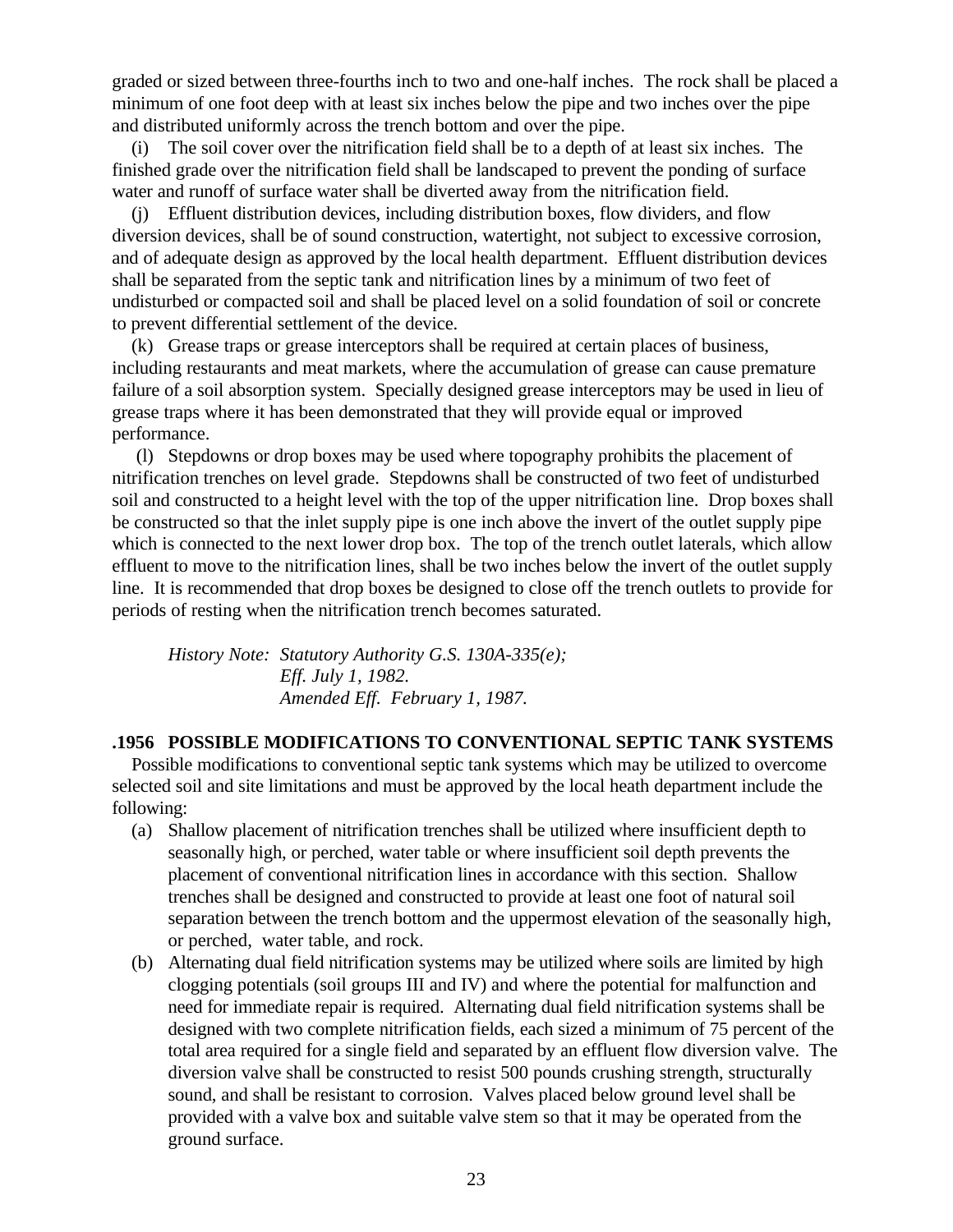graded or sized between three-fourths inch to two and one-half inches. The rock shall be placed a minimum of one foot deep with at least six inches below the pipe and two inches over the pipe and distributed uniformly across the trench bottom and over the pipe.

(i) The soil cover over the nitrification field shall be to a depth of at least six inches. The finished grade over the nitrification field shall be landscaped to prevent the ponding of surface water and runoff of surface water shall be diverted away from the nitrification field.

(j) Effluent distribution devices, including distribution boxes, flow dividers, and flow diversion devices, shall be of sound construction, watertight, not subject to excessive corrosion, and of adequate design as approved by the local health department. Effluent distribution devices shall be separated from the septic tank and nitrification lines by a minimum of two feet of undisturbed or compacted soil and shall be placed level on a solid foundation of soil or concrete to prevent differential settlement of the device.

(k) Grease traps or grease interceptors shall be required at certain places of business, including restaurants and meat markets, where the accumulation of grease can cause premature failure of a soil absorption system. Specially designed grease interceptors may be used in lieu of grease traps where it has been demonstrated that they will provide equal or improved performance.

(l) Stepdowns or drop boxes may be used where topography prohibits the placement of nitrification trenches on level grade. Stepdowns shall be constructed of two feet of undisturbed soil and constructed to a height level with the top of the upper nitrification line. Drop boxes shall be constructed so that the inlet supply pipe is one inch above the invert of the outlet supply pipe which is connected to the next lower drop box. The top of the trench outlet laterals, which allow effluent to move to the nitrification lines, shall be two inches below the invert of the outlet supply line. It is recommended that drop boxes be designed to close off the trench outlets to provide for periods of resting when the nitrification trench becomes saturated.

*History Note: Statutory Authority G.S. 130A-335(e);*
*Eff. July 1, 1982.*
*Amended Eff. February 1, 1987.*

**.1956 POSSIBLE MODIFICATIONS TO CONVENTIONAL SEPTIC TANK SYSTEMS**

Possible modifications to conventional septic tank systems which may be utilized to overcome selected soil and site limitations and must be approved by the local heath department include the following:

(a) Shallow placement of nitrification trenches shall be utilized where insufficient depth to seasonally high, or perched, water table or where insufficient soil depth prevents the placement of conventional nitrification lines in accordance with this section. Shallow trenches shall be designed and constructed to provide at least one foot of natural soil separation between the trench bottom and the uppermost elevation of the seasonally high, or perched, water table, and rock.

(b) Alternating dual field nitrification systems may be utilized where soils are limited by high clogging potentials (soil groups III and IV) and where the potential for malfunction and need for immediate repair is required. Alternating dual field nitrification systems shall be designed with two complete nitrification fields, each sized a minimum of 75 percent of the total area required for a single field and separated by an effluent flow diversion valve. The diversion valve shall be constructed to resist 500 pounds crushing strength, structurally sound, and shall be resistant to corrosion. Valves placed below ground level shall be provided with a valve box and suitable valve stem so that it may be operated from the ground surface.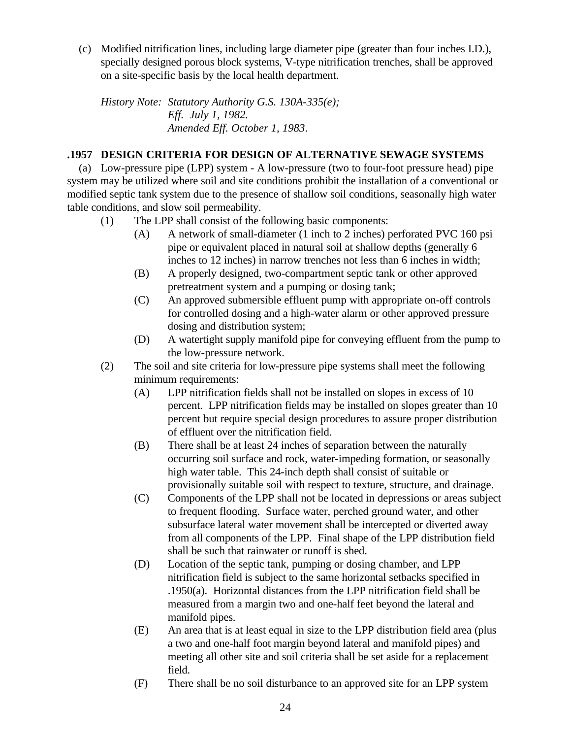(c) Modified nitrification lines, including large diameter pipe (greater than four inches I.D.), specially designed porous block systems, V-type nitrification trenches, shall be approved on a site-specific basis by the local health department.

*History Note: Statutory Authority G.S. 130A-335(e);*
*Eff. July 1, 1982.*
*Amended Eff. October 1, 1983.*

**.1957 DESIGN CRITERIA FOR DESIGN OF ALTERNATIVE SEWAGE SYSTEMS**

(a) Low-pressure pipe (LPP) system - A low-pressure (two to four-foot pressure head) pipe system may be utilized where soil and site conditions prohibit the installation of a conventional or modified septic tank system due to the presence of shallow soil conditions, seasonally high water table conditions, and slow soil permeability.

(1) The LPP shall consist of the following basic components:

(A) A network of small-diameter (1 inch to 2 inches) perforated PVC 160 psi pipe or equivalent placed in natural soil at shallow depths (generally 6 inches to 12 inches) in narrow trenches not less than 6 inches in width;

(B) A properly designed, two-compartment septic tank or other approved pretreatment system and a pumping or dosing tank;

(C) An approved submersible effluent pump with appropriate on-off controls for controlled dosing and a high-water alarm or other approved pressure dosing and distribution system;

(D) A watertight supply manifold pipe for conveying effluent from the pump to the low-pressure network.

(2) The soil and site criteria for low-pressure pipe systems shall meet the following minimum requirements:

(A) LPP nitrification fields shall not be installed on slopes in excess of 10 percent. LPP nitrification fields may be installed on slopes greater than 10 percent but require special design procedures to assure proper distribution of effluent over the nitrification field.

(B) There shall be at least 24 inches of separation between the naturally occurring soil surface and rock, water-impeding formation, or seasonally high water table. This 24-inch depth shall consist of suitable or provisionally suitable soil with respect to texture, structure, and drainage.

(C) Components of the LPP shall not be located in depressions or areas subject to frequent flooding. Surface water, perched ground water, and other subsurface lateral water movement shall be intercepted or diverted away from all components of the LPP. Final shape of the LPP distribution field shall be such that rainwater or runoff is shed.

(D) Location of the septic tank, pumping or dosing chamber, and LPP nitrification field is subject to the same horizontal setbacks specified in .1950(a). Horizontal distances from the LPP nitrification field shall be measured from a margin two and one-half feet beyond the lateral and manifold pipes.

(E) An area that is at least equal in size to the LPP distribution field area (plus a two and one-half foot margin beyond lateral and manifold pipes) and meeting all other site and soil criteria shall be set aside for a replacement field.

(F) There shall be no soil disturbance to an approved site for an LPP system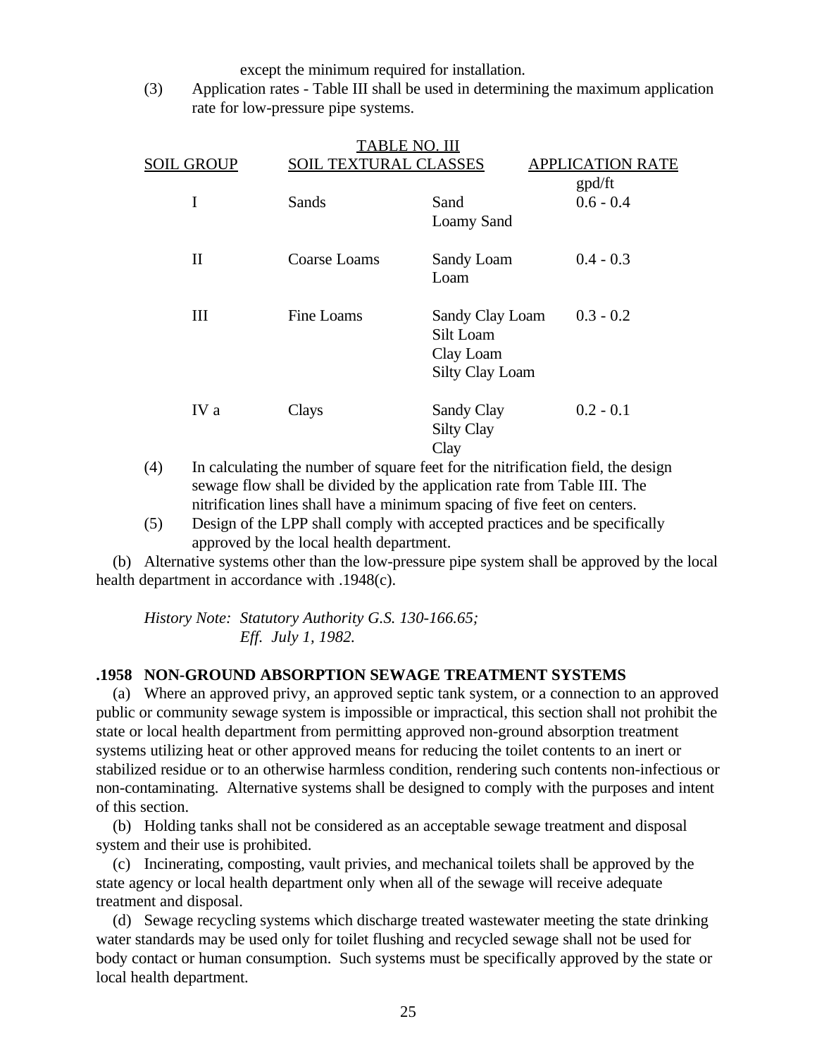except the minimum required for installation.

(3) Application rates - Table III shall be used in determining the maximum application rate for low-pressure pipe systems.

TABLE NO. III

| SOIL GROUP | SOIL TEXTURAL CLASSES | | APPLICATION RATE gpd/ft |
|---|---|---|---|
| I | Sands | Sand<br>Loamy Sand | 0.6 - 0.4 |
| II | Coarse Loams | Sandy Loam<br>Loam | 0.4 - 0.3 |
| III | Fine Loams | Sandy Clay Loam<br>Silt Loam<br>Clay Loam<br>Silty Clay Loam | 0.3 - 0.2 |
| IV a | Clays | Sandy Clay<br>Silty Clay<br>Clay | 0.2 - 0.1 |

(4) In calculating the number of square feet for the nitrification field, the design sewage flow shall be divided by the application rate from Table III. The nitrification lines shall have a minimum spacing of five feet on centers.

(5) Design of the LPP shall comply with accepted practices and be specifically approved by the local health department.

(b) Alternative systems other than the low-pressure pipe system shall be approved by the local health department in accordance with .1948(c).

*History Note: Statutory Authority G.S. 130-166.65;*
*Eff. July 1, 1982.*

**.1958 NON-GROUND ABSORPTION SEWAGE TREATMENT SYSTEMS**

(a) Where an approved privy, an approved septic tank system, or a connection to an approved public or community sewage system is impossible or impractical, this section shall not prohibit the state or local health department from permitting approved non-ground absorption treatment systems utilizing heat or other approved means for reducing the toilet contents to an inert or stabilized residue or to an otherwise harmless condition, rendering such contents non-infectious or non-contaminating. Alternative systems shall be designed to comply with the purposes and intent of this section.

(b) Holding tanks shall not be considered as an acceptable sewage treatment and disposal system and their use is prohibited.

(c) Incinerating, composting, vault privies, and mechanical toilets shall be approved by the state agency or local health department only when all of the sewage will receive adequate treatment and disposal.

(d) Sewage recycling systems which discharge treated wastewater meeting the state drinking water standards may be used only for toilet flushing and recycled sewage shall not be used for body contact or human consumption. Such systems must be specifically approved by the state or local health department.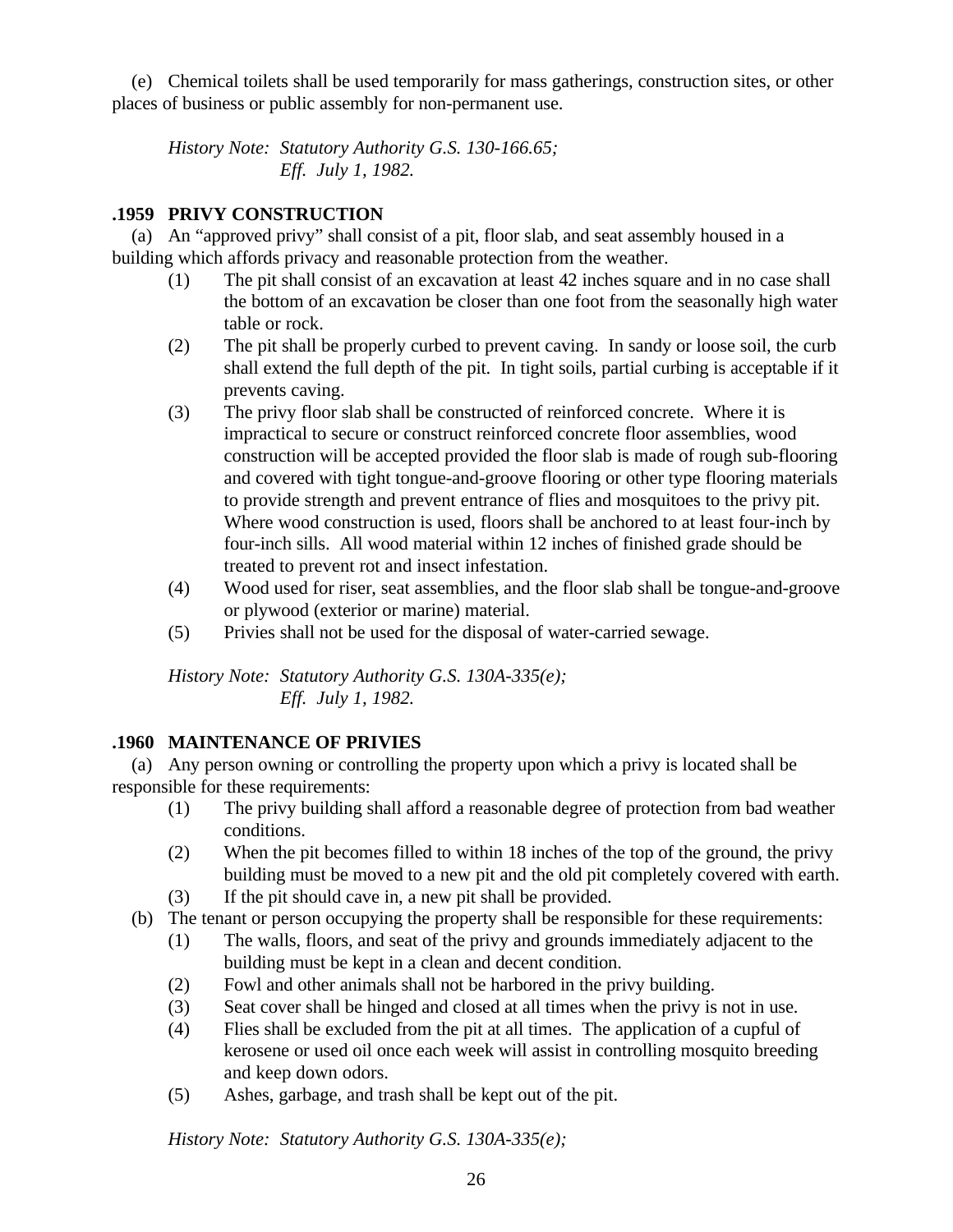(e) Chemical toilets shall be used temporarily for mass gatherings, construction sites, or other places of business or public assembly for non-permanent use.

*History Note: Statutory Authority G.S. 130-166.65;*
*Eff. July 1, 1982.*

### .1959 PRIVY CONSTRUCTION

(a) An "approved privy" shall consist of a pit, floor slab, and seat assembly housed in a building which affords privacy and reasonable protection from the weather.

(1) The pit shall consist of an excavation at least 42 inches square and in no case shall the bottom of an excavation be closer than one foot from the seasonally high water table or rock.

(2) The pit shall be properly curbed to prevent caving. In sandy or loose soil, the curb shall extend the full depth of the pit. In tight soils, partial curbing is acceptable if it prevents caving.

(3) The privy floor slab shall be constructed of reinforced concrete. Where it is impractical to secure or construct reinforced concrete floor assemblies, wood construction will be accepted provided the floor slab is made of rough sub-flooring and covered with tight tongue-and-groove flooring or other type flooring materials to provide strength and prevent entrance of flies and mosquitoes to the privy pit. Where wood construction is used, floors shall be anchored to at least four-inch by four-inch sills. All wood material within 12 inches of finished grade should be treated to prevent rot and insect infestation.

(4) Wood used for riser, seat assemblies, and the floor slab shall be tongue-and-groove or plywood (exterior or marine) material.

(5) Privies shall not be used for the disposal of water-carried sewage.

*History Note: Statutory Authority G.S. 130A-335(e);*
*Eff. July 1, 1982.*

### .1960 MAINTENANCE OF PRIVIES

(a) Any person owning or controlling the property upon which a privy is located shall be responsible for these requirements:

(1) The privy building shall afford a reasonable degree of protection from bad weather conditions.

(2) When the pit becomes filled to within 18 inches of the top of the ground, the privy building must be moved to a new pit and the old pit completely covered with earth.

(3) If the pit should cave in, a new pit shall be provided.

(b) The tenant or person occupying the property shall be responsible for these requirements:

(1) The walls, floors, and seat of the privy and grounds immediately adjacent to the building must be kept in a clean and decent condition.

(2) Fowl and other animals shall not be harbored in the privy building.

(3) Seat cover shall be hinged and closed at all times when the privy is not in use.

(4) Flies shall be excluded from the pit at all times. The application of a cupful of kerosene or used oil once each week will assist in controlling mosquito breeding and keep down odors.

(5) Ashes, garbage, and trash shall be kept out of the pit.

*History Note: Statutory Authority G.S. 130A-335(e);*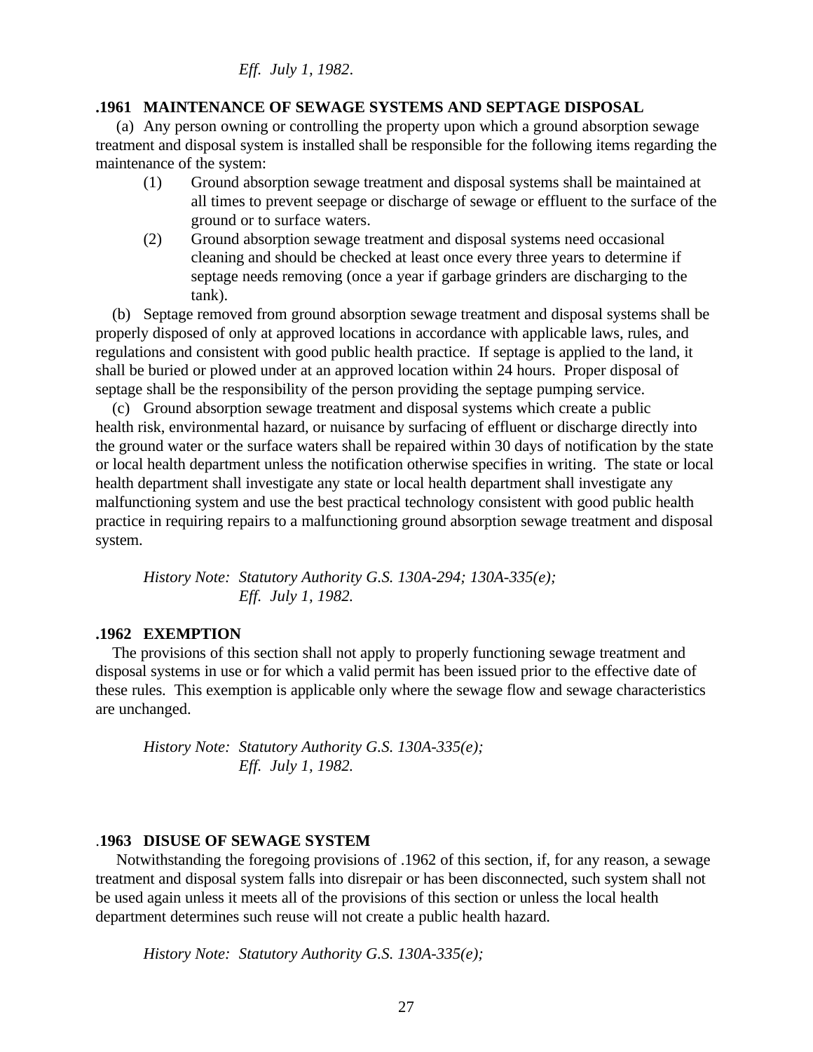*Eff. July 1, 1982.*

**.1961 MAINTENANCE OF SEWAGE SYSTEMS AND SEPTAGE DISPOSAL**

(a) Any person owning or controlling the property upon which a ground absorption sewage treatment and disposal system is installed shall be responsible for the following items regarding the maintenance of the system:

(1) Ground absorption sewage treatment and disposal systems shall be maintained at all times to prevent seepage or discharge of sewage or effluent to the surface of the ground or to surface waters.

(2) Ground absorption sewage treatment and disposal systems need occasional cleaning and should be checked at least once every three years to determine if septage needs removing (once a year if garbage grinders are discharging to the tank).

(b) Septage removed from ground absorption sewage treatment and disposal systems shall be properly disposed of only at approved locations in accordance with applicable laws, rules, and regulations and consistent with good public health practice. If septage is applied to the land, it shall be buried or plowed under at an approved location within 24 hours. Proper disposal of septage shall be the responsibility of the person providing the septage pumping service.

(c) Ground absorption sewage treatment and disposal systems which create a public health risk, environmental hazard, or nuisance by surfacing of effluent or discharge directly into the ground water or the surface waters shall be repaired within 30 days of notification by the state or local health department unless the notification otherwise specifies in writing. The state or local health department shall investigate any state or local health department shall investigate any malfunctioning system and use the best practical technology consistent with good public health practice in requiring repairs to a malfunctioning ground absorption sewage treatment and disposal system.

*History Note: Statutory Authority G.S. 130A-294; 130A-335(e);*
*Eff. July 1, 1982.*

**.1962 EXEMPTION**

The provisions of this section shall not apply to properly functioning sewage treatment and disposal systems in use or for which a valid permit has been issued prior to the effective date of these rules. This exemption is applicable only where the sewage flow and sewage characteristics are unchanged.

*History Note: Statutory Authority G.S. 130A-335(e);*
*Eff. July 1, 1982.*

**.1963 DISUSE OF SEWAGE SYSTEM**

Notwithstanding the foregoing provisions of .1962 of this section, if, for any reason, a sewage treatment and disposal system falls into disrepair or has been disconnected, such system shall not be used again unless it meets all of the provisions of this section or unless the local health department determines such reuse will not create a public health hazard.

*History Note: Statutory Authority G.S. 130A-335(e);*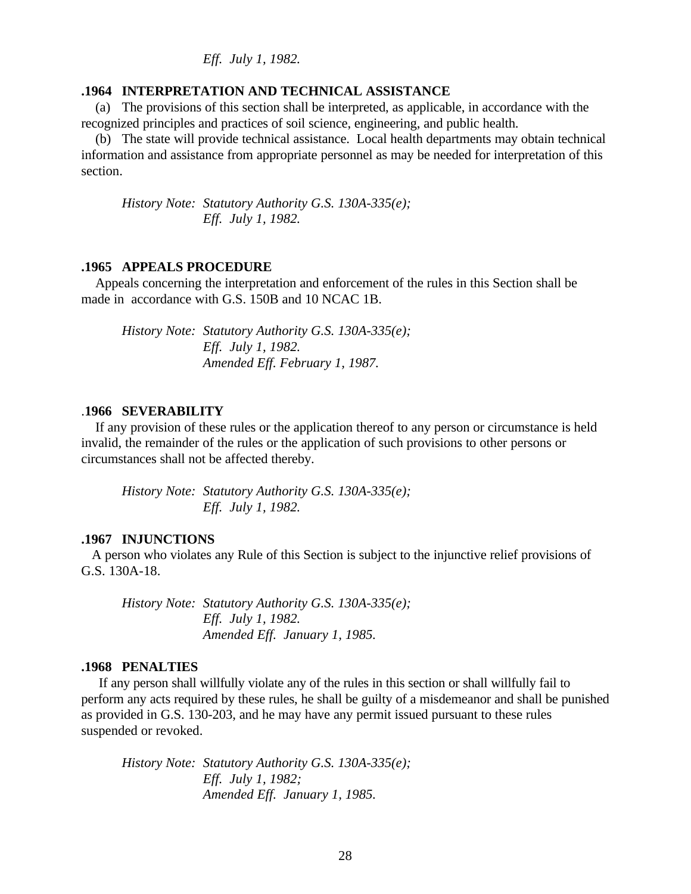*Eff. July 1, 1982.*

### .1964 INTERPRETATION AND TECHNICAL ASSISTANCE

(a) The provisions of this section shall be interpreted, as applicable, in accordance with the recognized principles and practices of soil science, engineering, and public health.

(b) The state will provide technical assistance. Local health departments may obtain technical information and assistance from appropriate personnel as may be needed for interpretation of this section.

*History Note: Statutory Authority G.S. 130A-335(e);*
*Eff. July 1, 1982.*

### .1965 APPEALS PROCEDURE

Appeals concerning the interpretation and enforcement of the rules in this Section shall be made in accordance with G.S. 150B and 10 NCAC 1B.

*History Note: Statutory Authority G.S. 130A-335(e);*
*Eff. July 1, 1982.*
*Amended Eff. February 1, 1987.*

### .1966 SEVERABILITY

If any provision of these rules or the application thereof to any person or circumstance is held invalid, the remainder of the rules or the application of such provisions to other persons or circumstances shall not be affected thereby.

*History Note: Statutory Authority G.S. 130A-335(e);*
*Eff. July 1, 1982.*

### .1967 INJUNCTIONS

A person who violates any Rule of this Section is subject to the injunctive relief provisions of G.S. 130A-18.

*History Note: Statutory Authority G.S. 130A-335(e);*
*Eff. July 1, 1982.*
*Amended Eff. January 1, 1985.*

### .1968 PENALTIES

If any person shall willfully violate any of the rules in this section or shall willfully fail to perform any acts required by these rules, he shall be guilty of a misdemeanor and shall be punished as provided in G.S. 130-203, and he may have any permit issued pursuant to these rules suspended or revoked.

*History Note: Statutory Authority G.S. 130A-335(e);*
*Eff. July 1, 1982;*
*Amended Eff. January 1, 1985.*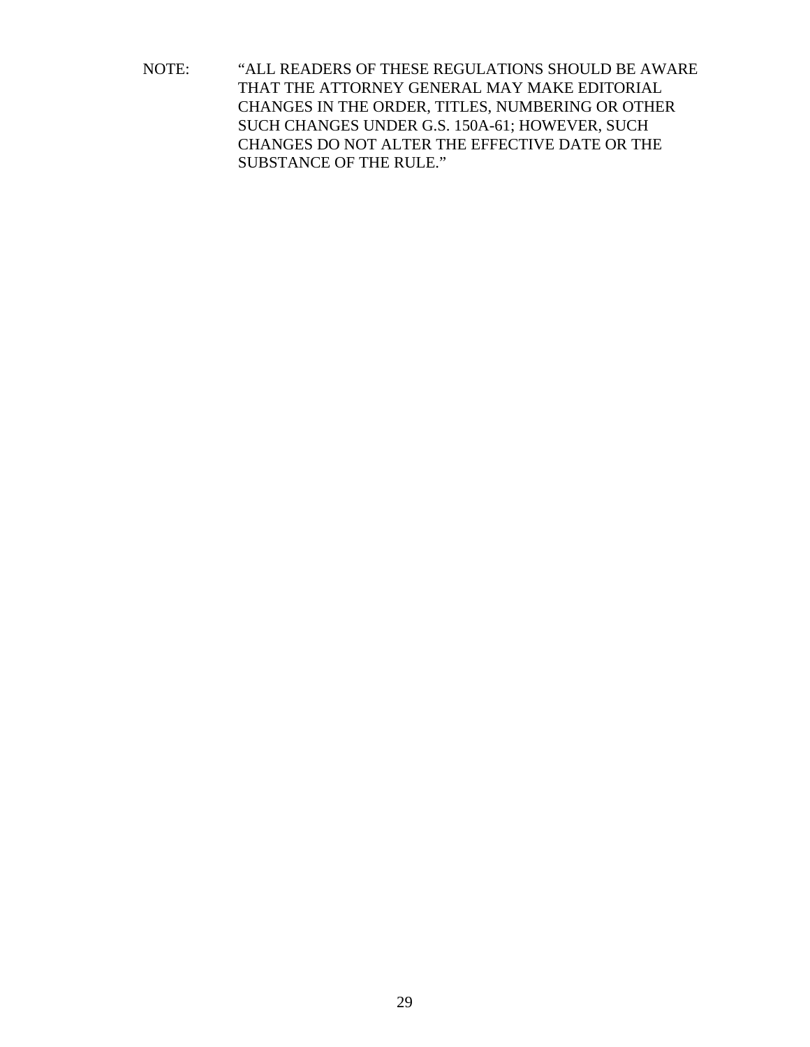NOTE: "ALL READERS OF THESE REGULATIONS SHOULD BE AWARE THAT THE ATTORNEY GENERAL MAY MAKE EDITORIAL CHANGES IN THE ORDER, TITLES, NUMBERING OR OTHER SUCH CHANGES UNDER G.S. 150A-61; HOWEVER, SUCH CHANGES DO NOT ALTER THE EFFECTIVE DATE OR THE SUBSTANCE OF THE RULE."